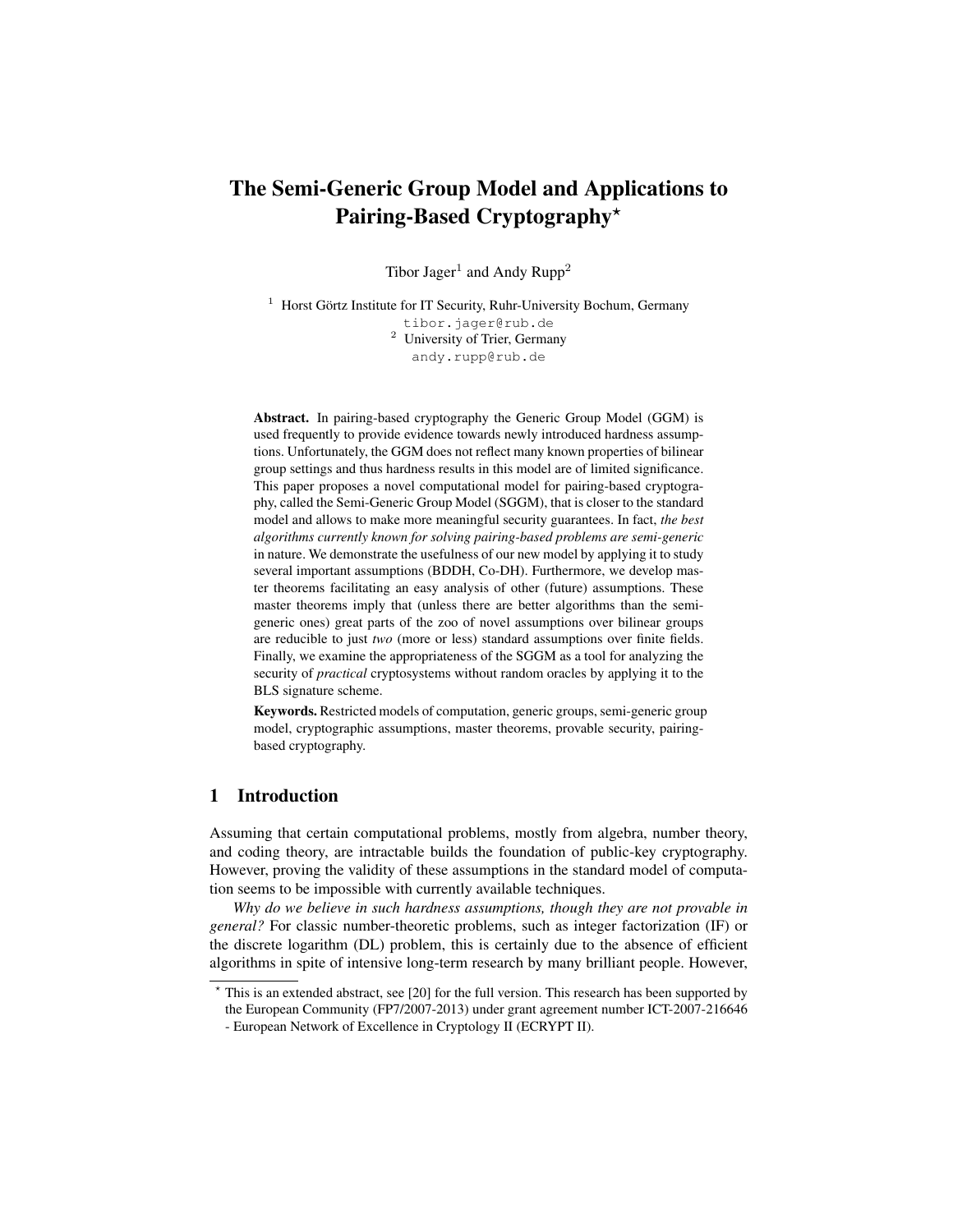# The Semi-Generic Group Model and Applications to Pairing-Based Cryptography*

Tibor Jager[1] and Andy Rupp[2]

[1] Horst Görtz Institute for IT Security, Ruhr-University Bochum, Germany
tibor.jager@rub.de
[2] University of Trier, Germany
andy.rupp@rub.de

**Abstract.** In pairing-based cryptography the Generic Group Model (GGM) is used frequently to provide evidence towards newly introduced hardness assumptions. Unfortunately, the GGM does not reflect many known properties of bilinear group settings and thus hardness results in this model are of limited significance. This paper proposes a novel computational model for pairing-based cryptography, called the Semi-Generic Group Model (SGGM), that is closer to the standard model and allows to make more meaningful security guarantees. In fact, *the best algorithms currently known for solving pairing-based problems are semi-generic* in nature. We demonstrate the usefulness of our new model by applying it to study several important assumptions (BDDH, Co-DH). Furthermore, we develop master theorems facilitating an easy analysis of other (future) assumptions. These master theorems imply that (unless there are better algorithms than the semi-generic ones) great parts of the zoo of novel assumptions over bilinear groups are reducible to just *two* (more or less) standard assumptions over finite fields. Finally, we examine the appropriateness of the SGGM as a tool for analyzing the security of *practical* cryptosystems without random oracles by applying it to the BLS signature scheme.

**Keywords.** Restricted models of computation, generic groups, semi-generic group model, cryptographic assumptions, master theorems, provable security, pairing-based cryptography.

## 1 Introduction

Assuming that certain computational problems, mostly from algebra, number theory, and coding theory, are intractable builds the foundation of public-key cryptography. However, proving the validity of these assumptions in the standard model of computation seems to be impossible with currently available techniques.

*Why do we believe in such hardness assumptions, though they are not provable in general?* For classic number-theoretic problems, such as integer factorization (IF) or the discrete logarithm (DL) problem, this is certainly due to the absence of efficient algorithms in spite of intensive long-term research by many brilliant people. However,

* This is an extended abstract, see [20] for the full version. This research has been supported by the European Community (FP7/2007-2013) under grant agreement number ICT-2007-216646 - European Network of Excellence in Cryptology II (ECRYPT II).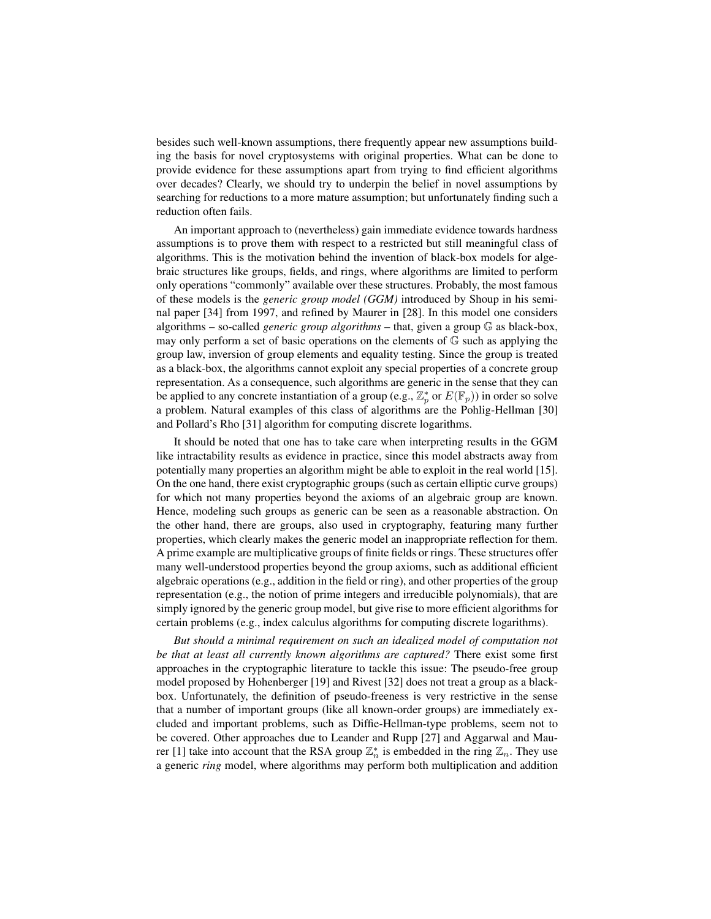besides such well-known assumptions, there frequently appear new assumptions building the basis for novel cryptosystems with original properties. What can be done to provide evidence for these assumptions apart from trying to find efficient algorithms over decades? Clearly, we should try to underpin the belief in novel assumptions by searching for reductions to a more mature assumption; but unfortunately finding such a reduction often fails.

An important approach to (nevertheless) gain immediate evidence towards hardness assumptions is to prove them with respect to a restricted but still meaningful class of algorithms. This is the motivation behind the invention of black-box models for algebraic structures like groups, fields, and rings, where algorithms are limited to perform only operations "commonly" available over these structures. Probably, the most famous of these models is the *generic group model (GGM)* introduced by Shoup in his seminal paper [34] from 1997, and refined by Maurer in [28]. In this model one considers algorithms – so-called *generic group algorithms* – that, given a group $\mathbb{G}$ as black-box, may only perform a set of basic operations on the elements of $\mathbb{G}$ such as applying the group law, inversion of group elements and equality testing. Since the group is treated as a black-box, the algorithms cannot exploit any special properties of a concrete group representation. As a consequence, such algorithms are generic in the sense that they can be applied to any concrete instantiation of a group (e.g., $\mathbb{Z}_p^*$ or $E(\mathbb{F}_p)$) in order so solve a problem. Natural examples of this class of algorithms are the Pohlig-Hellman [30] and Pollard's Rho [31] algorithm for computing discrete logarithms.

It should be noted that one has to take care when interpreting results in the GGM like intractability results as evidence in practice, since this model abstracts away from potentially many properties an algorithm might be able to exploit in the real world [15]. On the one hand, there exist cryptographic groups (such as certain elliptic curve groups) for which not many properties beyond the axioms of an algebraic group are known. Hence, modeling such groups as generic can be seen as a reasonable abstraction. On the other hand, there are groups, also used in cryptography, featuring many further properties, which clearly makes the generic model an inappropriate reflection for them. A prime example are multiplicative groups of finite fields or rings. These structures offer many well-understood properties beyond the group axioms, such as additional efficient algebraic operations (e.g., addition in the field or ring), and other properties of the group representation (e.g., the notion of prime integers and irreducible polynomials), that are simply ignored by the generic group model, but give rise to more efficient algorithms for certain problems (e.g., index calculus algorithms for computing discrete logarithms).

*But should a minimal requirement on such an idealized model of computation not be that at least all currently known algorithms are captured?* There exist some first approaches in the cryptographic literature to tackle this issue: The pseudo-free group model proposed by Hohenberger [19] and Rivest [32] does not treat a group as a black-box. Unfortunately, the definition of pseudo-freeness is very restrictive in the sense that a number of important groups (like all known-order groups) are immediately excluded and important problems, such as Diffie-Hellman-type problems, seem not to be covered. Other approaches due to Leander and Rupp [27] and Aggarwal and Maurer [1] take into account that the RSA group $\mathbb{Z}_n^*$ is embedded in the ring $\mathbb{Z}_n$. They use a generic *ring* model, where algorithms may perform both multiplication and addition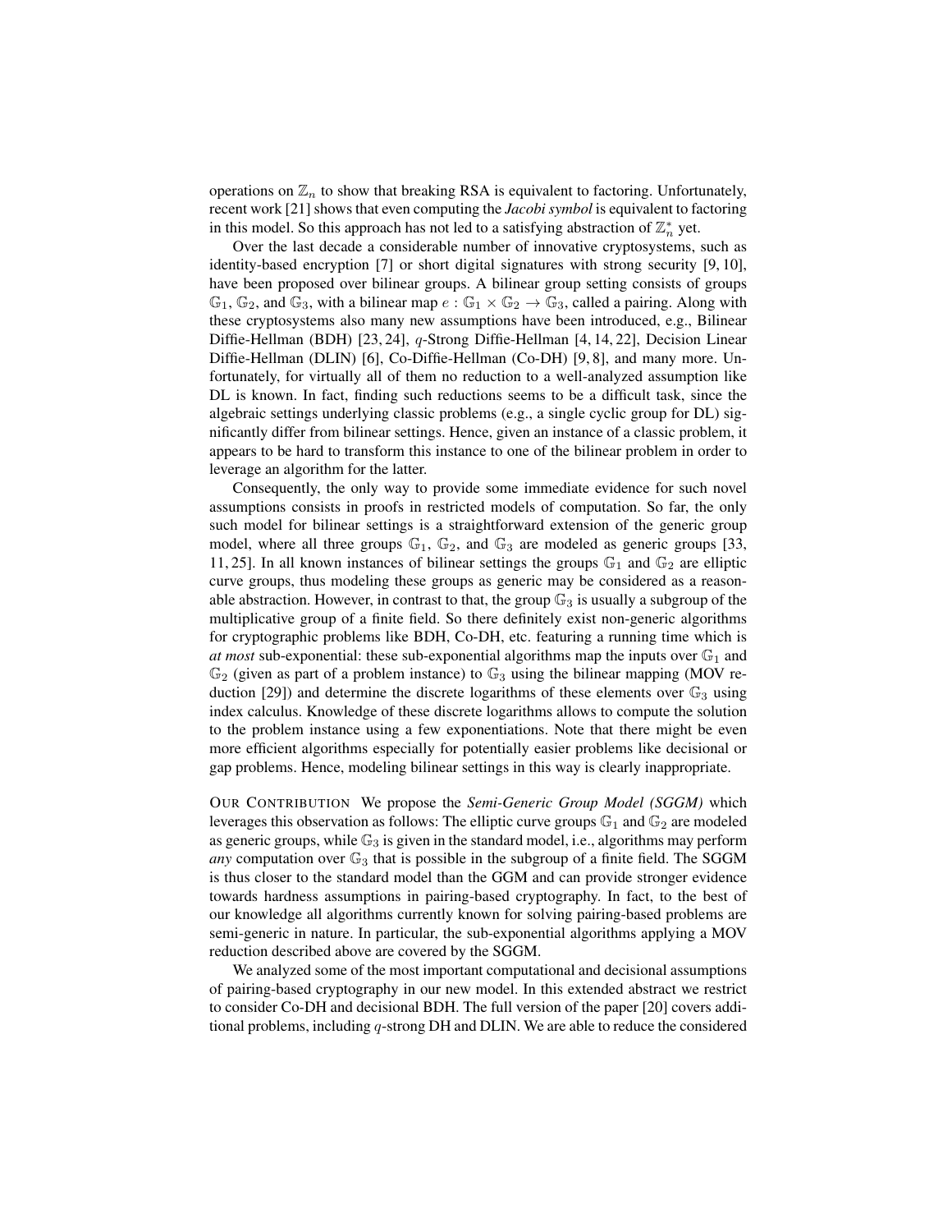operations on $\mathbb{Z}_n$ to show that breaking RSA is equivalent to factoring. Unfortunately, recent work [21] shows that even computing the *Jacobi symbol* is equivalent to factoring in this model. So this approach has not led to a satisfying abstraction of $\mathbb{Z}_n^*$ yet.

Over the last decade a considerable number of innovative cryptosystems, such as identity-based encryption [7] or short digital signatures with strong security [9, 10], have been proposed over bilinear groups. A bilinear group setting consists of groups $\mathbb{G}_1$, $\mathbb{G}_2$, and $\mathbb{G}_3$, with a bilinear map $e : \mathbb{G}_1 \times \mathbb{G}_2 \rightarrow \mathbb{G}_3$, called a pairing. Along with these cryptosystems also many new assumptions have been introduced, e.g., Bilinear Diffie-Hellman (BDH) [23, 24], $q$-Strong Diffie-Hellman [4, 14, 22], Decision Linear Diffie-Hellman (DLIN) [6], Co-Diffie-Hellman (Co-DH) [9, 8], and many more. Unfortunately, for virtually all of them no reduction to a well-analyzed assumption like DL is known. In fact, finding such reductions seems to be a difficult task, since the algebraic settings underlying classic problems (e.g., a single cyclic group for DL) significantly differ from bilinear settings. Hence, given an instance of a classic problem, it appears to be hard to transform this instance to one of the bilinear problem in order to leverage an algorithm for the latter.

Consequently, the only way to provide some immediate evidence for such novel assumptions consists in proofs in restricted models of computation. So far, the only such model for bilinear settings is a straightforward extension of the generic group model, where all three groups $\mathbb{G}_1$, $\mathbb{G}_2$, and $\mathbb{G}_3$ are modeled as generic groups [33, 11, 25]. In all known instances of bilinear settings the groups $\mathbb{G}_1$ and $\mathbb{G}_2$ are elliptic curve groups, thus modeling these groups as generic may be considered as a reasonable abstraction. However, in contrast to that, the group $\mathbb{G}_3$ is usually a subgroup of the multiplicative group of a finite field. So there definitely exist non-generic algorithms for cryptographic problems like BDH, Co-DH, etc. featuring a running time which is *at most* sub-exponential: these sub-exponential algorithms map the inputs over $\mathbb{G}_1$ and $\mathbb{G}_2$ (given as part of a problem instance) to $\mathbb{G}_3$ using the bilinear mapping (MOV reduction [29]) and determine the discrete logarithms of these elements over $\mathbb{G}_3$ using index calculus. Knowledge of these discrete logarithms allows to compute the solution to the problem instance using a few exponentiations. Note that there might be even more efficient algorithms especially for potentially easier problems like decisional or gap problems. Hence, modeling bilinear settings in this way is clearly inappropriate.

OUR CONTRIBUTION We propose the *Semi-Generic Group Model (SGGM)* which leverages this observation as follows: The elliptic curve groups $\mathbb{G}_1$ and $\mathbb{G}_2$ are modeled as generic groups, while $\mathbb{G}_3$ is given in the standard model, i.e., algorithms may perform *any* computation over $\mathbb{G}_3$ that is possible in the subgroup of a finite field. The SGGM is thus closer to the standard model than the GGM and can provide stronger evidence towards hardness assumptions in pairing-based cryptography. In fact, to the best of our knowledge all algorithms currently known for solving pairing-based problems are semi-generic in nature. In particular, the sub-exponential algorithms applying a MOV reduction described above are covered by the SGGM.

We analyzed some of the most important computational and decisional assumptions of pairing-based cryptography in our new model. In this extended abstract we restrict to consider Co-DH and decisional BDH. The full version of the paper [20] covers additional problems, including $q$-strong DH and DLIN. We are able to reduce the considered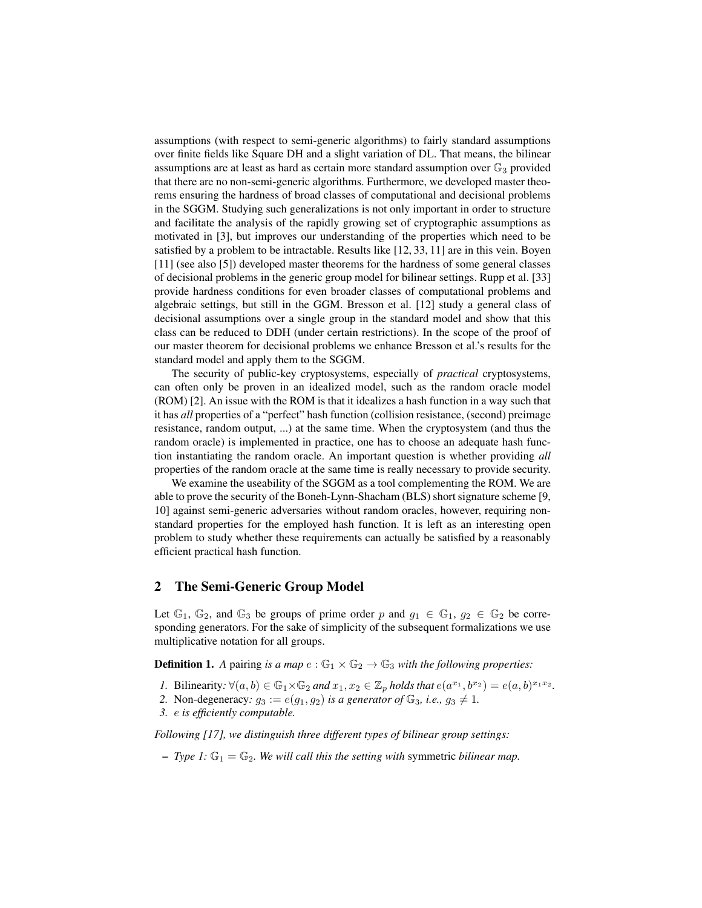assumptions (with respect to semi-generic algorithms) to fairly standard assumptions over finite fields like Square DH and a slight variation of DL. That means, the bilinear assumptions are at least as hard as certain more standard assumption over $\mathbb{G}_3$ provided that there are no non-semi-generic algorithms. Furthermore, we developed master theorems ensuring the hardness of broad classes of computational and decisional problems in the SGGM. Studying such generalizations is not only important in order to structure and facilitate the analysis of the rapidly growing set of cryptographic assumptions as motivated in [3], but improves our understanding of the properties which need to be satisfied by a problem to be intractable. Results like [12, 33, 11] are in this vein. Boyen [11] (see also [5]) developed master theorems for the hardness of some general classes of decisional problems in the generic group model for bilinear settings. Rupp et al. [33] provide hardness conditions for even broader classes of computational problems and algebraic settings, but still in the GGM. Bresson et al. [12] study a general class of decisional assumptions over a single group in the standard model and show that this class can be reduced to DDH (under certain restrictions). In the scope of the proof of our master theorem for decisional problems we enhance Bresson et al.'s results for the standard model and apply them to the SGGM.

The security of public-key cryptosystems, especially of *practical* cryptosystems, can often only be proven in an idealized model, such as the random oracle model (ROM) [2]. An issue with the ROM is that it idealizes a hash function in a way such that it has *all* properties of a "perfect" hash function (collision resistance, (second) preimage resistance, random output, ...) at the same time. When the cryptosystem (and thus the random oracle) is implemented in practice, one has to choose an adequate hash function instantiating the random oracle. An important question is whether providing *all* properties of the random oracle at the same time is really necessary to provide security.

We examine the useability of the SGGM as a tool complementing the ROM. We are able to prove the security of the Boneh-Lynn-Shacham (BLS) short signature scheme [9, 10] against semi-generic adversaries without random oracles, however, requiring non-standard properties for the employed hash function. It is left as an interesting open problem to study whether these requirements can actually be satisfied by a reasonably efficient practical hash function.

## 2 The Semi-Generic Group Model

Let $\mathbb{G}_1$, $\mathbb{G}_2$, and $\mathbb{G}_3$ be groups of prime order $p$ and $g_1 \in \mathbb{G}_1$, $g_2 \in \mathbb{G}_2$ be corresponding generators. For the sake of simplicity of the subsequent formalizations we use multiplicative notation for all groups.

**Definition 1.** *A* pairing *is a map $e : \mathbb{G}_1 \times \mathbb{G}_2 \to \mathbb{G}_3$ with the following properties:*

1. Bilinearity*: $\forall (a, b) \in \mathbb{G}_1 \times \mathbb{G}_2$ and $x_1, x_2 \in \mathbb{Z}_p$ holds that $e(a^{x_1}, b^{x_2}) = e(a, b)^{x_1 x_2}$.*
2. Non-degeneracy*: $g_3 := e(g_1, g_2)$ is a generator of $\mathbb{G}_3$, i.e., $g_3 \neq 1$.*
3. *$e$ is efficiently computable.*

*Following [17], we distinguish three different types of bilinear group settings:*

- *Type 1: $\mathbb{G}_1 = \mathbb{G}_2$. We will call this the setting with* symmetric *bilinear map.*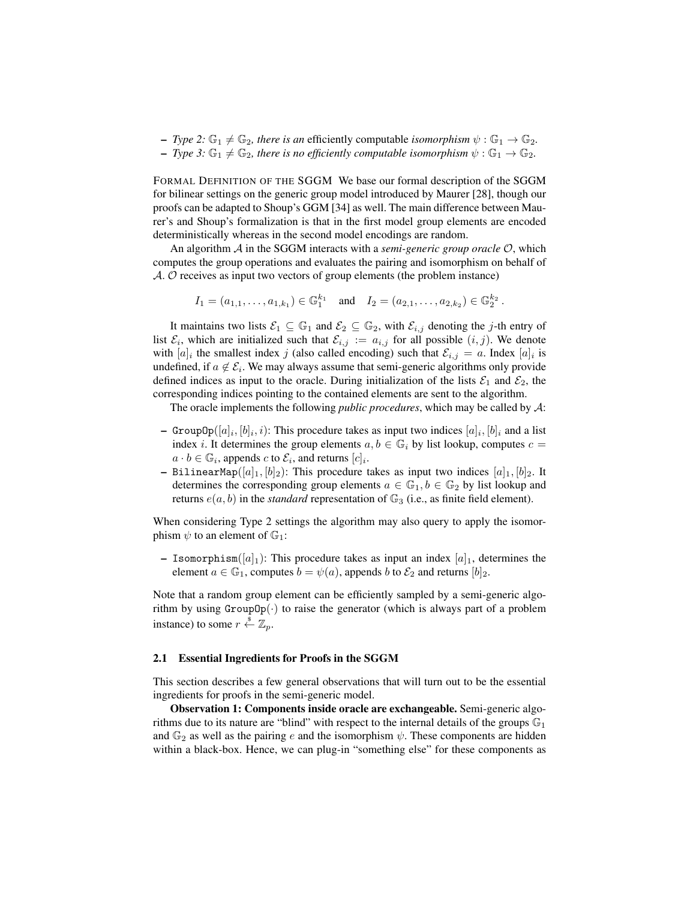- *Type 2:* $\mathbb{G}_1 \neq \mathbb{G}_2$, *there is an* efficiently computable *isomorphism* $\psi : \mathbb{G}_1 \to \mathbb{G}_2$.
- *Type 3:* $\mathbb{G}_1 \neq \mathbb{G}_2$, *there is no efficiently computable isomorphism* $\psi : \mathbb{G}_1 \to \mathbb{G}_2$.

FORMAL DEFINITION OF THE SGGM We base our formal description of the SGGM for bilinear settings on the generic group model introduced by Maurer [28], though our proofs can be adapted to Shoup's GGM [34] as well. The main difference between Maurer's and Shoup's formalization is that in the first model group elements are encoded deterministically whereas in the second model encodings are random.

An algorithm $\mathcal{A}$ in the SGGM interacts with a *semi-generic group oracle* $\mathcal{O}$, which computes the group operations and evaluates the pairing and isomorphism on behalf of $\mathcal{A}$. $\mathcal{O}$ receives as input two vectors of group elements (the problem instance)

$$I_1 = (a_{1,1}, \ldots, a_{1,k_1}) \in \mathbb{G}_1^{k_1} \quad \text{and} \quad I_2 = (a_{2,1}, \ldots, a_{2,k_2}) \in \mathbb{G}_2^{k_2}\,.$$

It maintains two lists $\mathcal{E}_1 \subseteq \mathbb{G}_1$ and $\mathcal{E}_2 \subseteq \mathbb{G}_2$, with $\mathcal{E}_{i,j}$ denoting the $j$-th entry of list $\mathcal{E}_i$, which are initialized such that $\mathcal{E}_{i,j} := a_{i,j}$ for all possible $(i, j)$. We denote with $[a]_i$ the smallest index $j$ (also called encoding) such that $\mathcal{E}_{i,j} = a$. Index $[a]_i$ is undefined, if $a \notin \mathcal{E}_i$. We may always assume that semi-generic algorithms only provide defined indices as input to the oracle. During initialization of the lists $\mathcal{E}_1$ and $\mathcal{E}_2$, the corresponding indices pointing to the contained elements are sent to the algorithm.

The oracle implements the following *public procedures*, which may be called by $\mathcal{A}$:

- `GroupOp`($[a]_i, [b]_i, i$): This procedure takes as input two indices $[a]_i, [b]_i$ and a list index $i$. It determines the group elements $a, b \in \mathbb{G}_i$ by list lookup, computes $c = a \cdot b \in \mathbb{G}_i$, appends $c$ to $\mathcal{E}_i$, and returns $[c]_i$.
- `BilinearMap`($[a]_1, [b]_2$): This procedure takes as input two indices $[a]_1, [b]_2$. It determines the corresponding group elements $a \in \mathbb{G}_1, b \in \mathbb{G}_2$ by list lookup and returns $e(a, b)$ in the *standard* representation of $\mathbb{G}_3$ (i.e., as finite field element).

When considering Type 2 settings the algorithm may also query to apply the isomorphism $\psi$ to an element of $\mathbb{G}_1$:

- `Isomorphism`($[a]_1$): This procedure takes as input an index $[a]_1$, determines the element $a \in \mathbb{G}_1$, computes $b = \psi(a)$, appends $b$ to $\mathcal{E}_2$ and returns $[b]_2$.

Note that a random group element can be efficiently sampled by a semi-generic algorithm by using `GroupOp`$(\cdot)$ to raise the generator (which is always part of a problem instance) to some $r \stackrel{\$}{\leftarrow} \mathbb{Z}_p$.

### 2.1 Essential Ingredients for Proofs in the SGGM

This section describes a few general observations that will turn out to be the essential ingredients for proofs in the semi-generic model.

**Observation 1: Components inside oracle are exchangeable.** Semi-generic algorithms due to its nature are "blind" with respect to the internal details of the groups $\mathbb{G}_1$ and $\mathbb{G}_2$ as well as the pairing $e$ and the isomorphism $\psi$. These components are hidden within a black-box. Hence, we can plug-in "something else" for these components as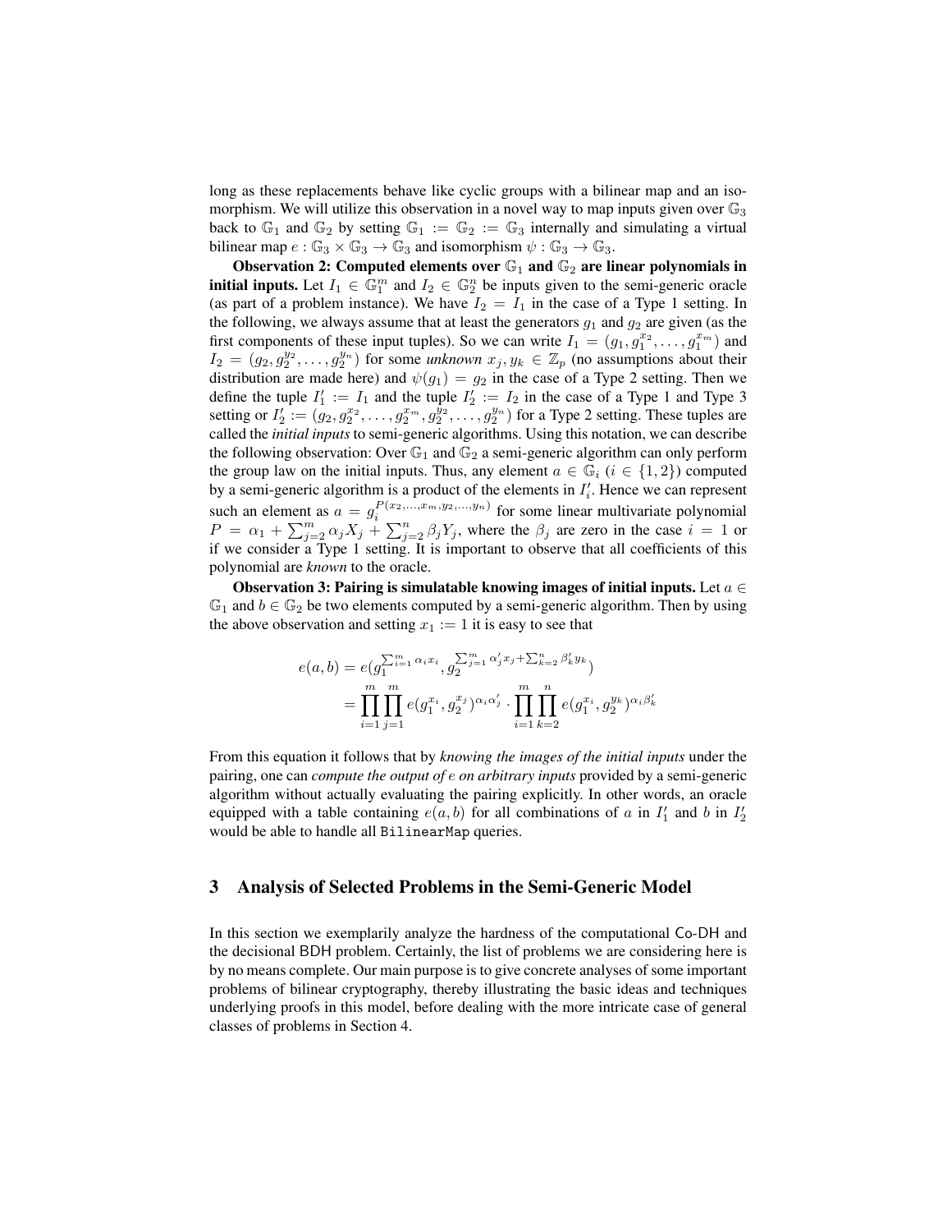long as these replacements behave like cyclic groups with a bilinear map and an isomorphism. We will utilize this observation in a novel way to map inputs given over $\mathbb{G}_3$ back to $\mathbb{G}_1$ and $\mathbb{G}_2$ by setting $\mathbb{G}_1 := \mathbb{G}_2 := \mathbb{G}_3$ internally and simulating a virtual bilinear map $e : \mathbb{G}_3 \times \mathbb{G}_3 \to \mathbb{G}_3$ and isomorphism $\psi : \mathbb{G}_3 \to \mathbb{G}_3$.

**Observation 2: Computed elements over $\mathbb{G}_1$ and $\mathbb{G}_2$ are linear polynomials in initial inputs.** Let $I_1 \in \mathbb{G}_1^m$ and $I_2 \in \mathbb{G}_2^n$ be inputs given to the semi-generic oracle (as part of a problem instance). We have $I_2 = I_1$ in the case of a Type 1 setting. In the following, we always assume that at least the generators $g_1$ and $g_2$ are given (as the first components of these input tuples). So we can write $I_1 = (g_1, g_1^{x_2}, \dots, g_1^{x_m})$ and $I_2 = (g_2, g_2^{y_2}, \dots, g_2^{y_n})$ for some *unknown* $x_j, y_k \in \mathbb{Z}_p$ (no assumptions about their distribution are made here) and $\psi(g_1) = g_2$ in the case of a Type 2 setting. Then we define the tuple $I_1' := I_1$ and the tuple $I_2' := I_2$ in the case of a Type 1 and Type 3 setting or $I_2' := (g_2, g_2^{x_2}, \dots, g_2^{x_m}, g_2^{y_2}, \dots, g_2^{y_n})$ for a Type 2 setting. These tuples are called the *initial inputs* to semi-generic algorithms. Using this notation, we can describe the following observation: Over $\mathbb{G}_1$ and $\mathbb{G}_2$ a semi-generic algorithm can only perform the group law on the initial inputs. Thus, any element $a \in \mathbb{G}_i$ ($i \in \{1,2\}$) computed by a semi-generic algorithm is a product of the elements in $I_i'$. Hence we can represent such an element as $a = g_i^{P(x_2,\dots,x_m,y_2,\dots,y_n)}$ for some linear multivariate polynomial $P = \alpha_1 + \sum_{j=2}^m \alpha_j X_j + \sum_{j=2}^n \beta_j Y_j$, where the $\beta_j$ are zero in the case $i = 1$ or if we consider a Type 1 setting. It is important to observe that all coefficients of this polynomial are *known* to the oracle.

**Observation 3: Pairing is simulatable knowing images of initial inputs.** Let $a \in \mathbb{G}_1$ and $b \in \mathbb{G}_2$ be two elements computed by a semi-generic algorithm. Then by using the above observation and setting $x_1 := 1$ it is easy to see that

$$
\begin{aligned}
e(a,b) &= e(g_1^{\sum_{i=1}^m \alpha_i x_i}, g_2^{\sum_{j=1}^m \alpha_j' x_j + \sum_{k=2}^n \beta_k' y_k}) \\
&= \prod_{i=1}^m \prod_{j=1}^m e(g_1^{x_i}, g_2^{x_j})^{\alpha_i \alpha_j'} \cdot \prod_{i=1}^m \prod_{k=2}^n e(g_1^{x_i}, g_2^{y_k})^{\alpha_i \beta_k'}
\end{aligned}
$$

From this equation it follows that by *knowing the images of the initial inputs* under the pairing, one can *compute the output of $e$ on arbitrary inputs* provided by a semi-generic algorithm without actually evaluating the pairing explicitly. In other words, an oracle equipped with a table containing $e(a,b)$ for all combinations of $a$ in $I_1'$ and $b$ in $I_2'$ would be able to handle all `BilinearMap` queries.

## 3 Analysis of Selected Problems in the Semi-Generic Model

In this section we exemplarily analyze the hardness of the computational Co-DH and the decisional BDH problem. Certainly, the list of problems we are considering here is by no means complete. Our main purpose is to give concrete analyses of some important problems of bilinear cryptography, thereby illustrating the basic ideas and techniques underlying proofs in this model, before dealing with the more intricate case of general classes of problems in Section 4.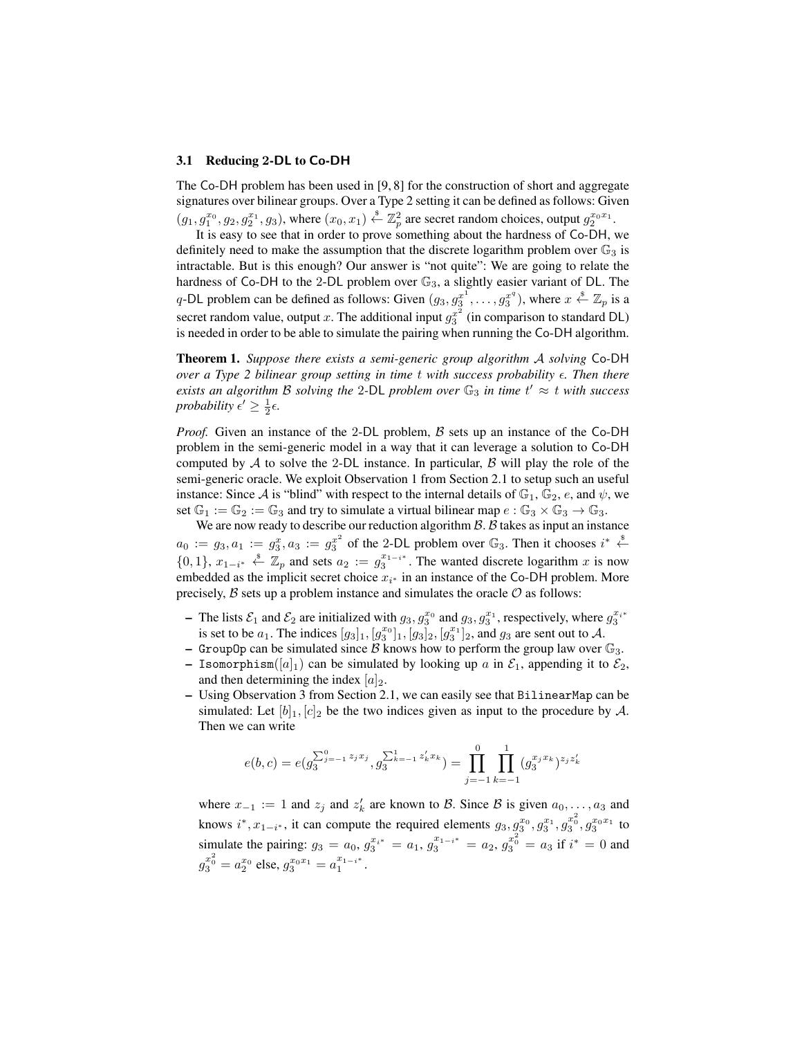### 3.1 Reducing 2-DL to Co-DH

The Co-DH problem has been used in [9, 8] for the construction of short and aggregate signatures over bilinear groups. Over a Type 2 setting it can be defined as follows: Given $(g_1, g_1^{x_0}, g_2, g_2^{x_1}, g_3)$, where $(x_0, x_1) \xleftarrow{\$} \mathbb{Z}_p^2$ are secret random choices, output $g_2^{x_0 x_1}$.

It is easy to see that in order to prove something about the hardness of Co-DH, we definitely need to make the assumption that the discrete logarithm problem over $\mathbb{G}_3$ is intractable. But is this enough? Our answer is "not quite": We are going to relate the hardness of Co-DH to the 2-DL problem over $\mathbb{G}_3$, a slightly easier variant of DL. The $q$-DL problem can be defined as follows: Given $(g_3, g_3^{x^1}, \dots, g_3^{x^q})$, where $x \xleftarrow{\$} \mathbb{Z}_p$ is a secret random value, output $x$. The additional input $g_3^{x^2}$ (in comparison to standard DL) is needed in order to be able to simulate the pairing when running the Co-DH algorithm.

**Theorem 1.** *Suppose there exists a semi-generic group algorithm $\mathcal{A}$ solving* Co-DH *over a Type 2 bilinear group setting in time $t$ with success probability $\epsilon$. Then there exists an algorithm $\mathcal{B}$ solving the* 2-DL *problem over $\mathbb{G}_3$ in time $t' \approx t$ with success probability $\epsilon' \geq \frac{1}{2}\epsilon$.*

*Proof.* Given an instance of the 2-DL problem, $\mathcal{B}$ sets up an instance of the Co-DH problem in the semi-generic model in a way that it can leverage a solution to Co-DH computed by $\mathcal{A}$ to solve the 2-DL instance. In particular, $\mathcal{B}$ will play the role of the semi-generic oracle. We exploit Observation 1 from Section 2.1 to setup such an useful instance: Since $\mathcal{A}$ is "blind" with respect to the internal details of $\mathbb{G}_1$, $\mathbb{G}_2$, $e$, and $\psi$, we set $\mathbb{G}_1 := \mathbb{G}_2 := \mathbb{G}_3$ and try to simulate a virtual bilinear map $e : \mathbb{G}_3 \times \mathbb{G}_3 \to \mathbb{G}_3$.

We are now ready to describe our reduction algorithm $\mathcal{B}$. $\mathcal{B}$ takes as input an instance $a_0 := g_3, a_1 := g_3^x, a_3 := g_3^{x^2}$ of the 2-DL problem over $\mathbb{G}_3$. Then it chooses $i^* \xleftarrow{\$} \{0, 1\}$, $x_{1-i^*} \xleftarrow{\$} \mathbb{Z}_p$ and sets $a_2 := g_3^{x_{1-i^*}}$. The wanted discrete logarithm $x$ is now embedded as the implicit secret choice $x_{i^*}$ in an instance of the Co-DH problem. More precisely, $\mathcal{B}$ sets up a problem instance and simulates the oracle $\mathcal{O}$ as follows:

- The lists $\mathcal{E}_1$ and $\mathcal{E}_2$ are initialized with $g_3, g_3^{x_0}$ and $g_3, g_3^{x_1}$, respectively, where $g_3^{x_{i^*}}$ is set to be $a_1$. The indices $[g_3]_1, [g_3^{x_0}]_1, [g_3]_2, [g_3^{x_1}]_2$, and $g_3$ are sent out to $\mathcal{A}$.
- `GroupOp` can be simulated since $\mathcal{B}$ knows how to perform the group law over $\mathbb{G}_3$.
- `Isomorphism`($[a]_1$) can be simulated by looking up $a$ in $\mathcal{E}_1$, appending it to $\mathcal{E}_2$, and then determining the index $[a]_2$.
- Using Observation 3 from Section 2.1, we can easily see that `BilinearMap` can be simulated: Let $[b]_1, [c]_2$ be the two indices given as input to the procedure by $\mathcal{A}$. Then we can write

$$e(b, c) = e(g_3^{\sum_{j=-1}^{0} z_j x_j}, g_3^{\sum_{k=-1}^{1} z'_k x_k}) = \prod_{j=-1}^{0} \prod_{k=-1}^{1} (g_3^{x_j x_k})^{z_j z'_k}$$

  where $x_{-1} := 1$ and $z_j$ and $z'_k$ are known to $\mathcal{B}$. Since $\mathcal{B}$ is given $a_0, \dots, a_3$ and knows $i^*, x_{1-i^*}$, it can compute the required elements $g_3, g_3^{x_0}, g_3^{x_1}, g_3^{x_0^2}, g_3^{x_0 x_1}$ to simulate the pairing: $g_3 = a_0$, $g_3^{x_{i^*}} = a_1$, $g_3^{x_{1-i^*}} = a_2$, $g_3^{x_0^2} = a_3$ if $i^* = 0$ and $g_3^{x_0^2} = a_2^{x_0}$ else, $g_3^{x_0 x_1} = a_1^{x_{1-i^*}}$.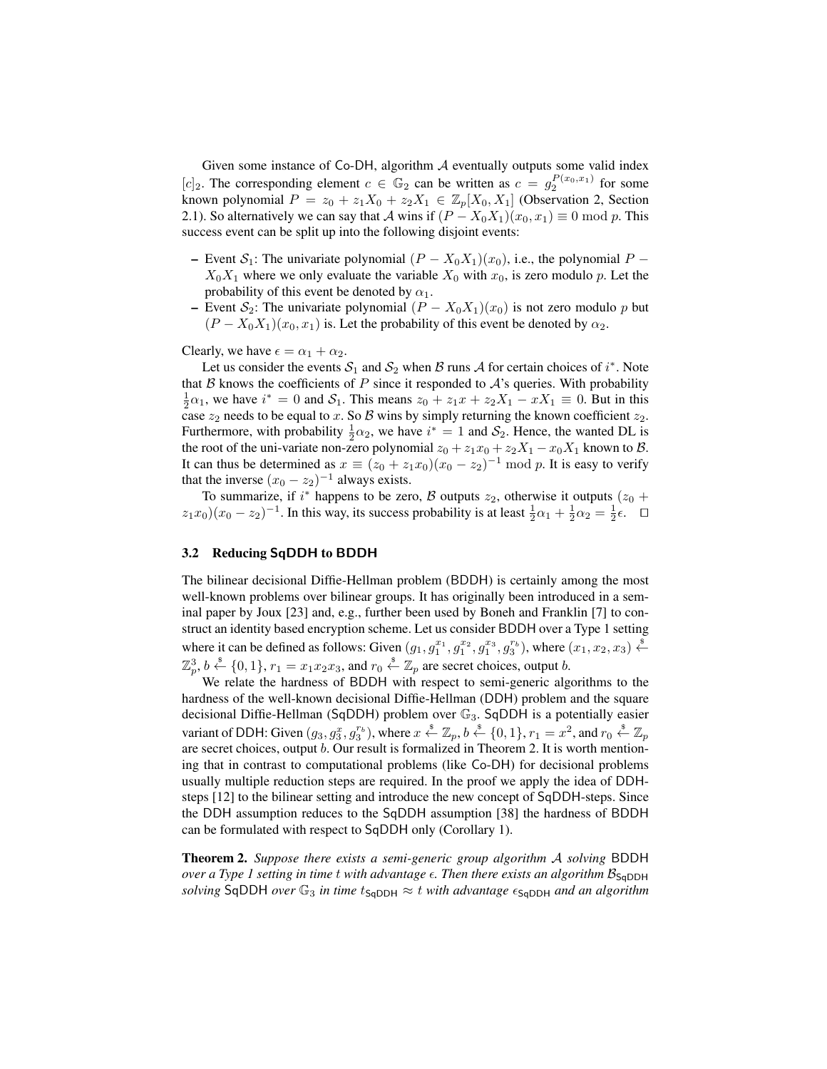Given some instance of Co-DH, algorithm $\mathcal{A}$ eventually outputs some valid index $[c]_2$. The corresponding element $c \in \mathbb{G}_2$ can be written as $c = g_2^{P(x_0,x_1)}$ for some known polynomial $P = z_0 + z_1 X_0 + z_2 X_1 \in \mathbb{Z}_p[X_0, X_1]$ (Observation 2, Section 2.1). So alternatively we can say that $\mathcal{A}$ wins if $(P - X_0X_1)(x_0, x_1) \equiv 0 \bmod p$. This success event can be split up into the following disjoint events:

- Event $\mathcal{S}_1$: The univariate polynomial $(P - X_0X_1)(x_0)$, i.e., the polynomial $P - X_0X_1$ where we only evaluate the variable $X_0$ with $x_0$, is zero modulo $p$. Let the probability of this event be denoted by $\alpha_1$.
- Event $\mathcal{S}_2$: The univariate polynomial $(P - X_0X_1)(x_0)$ is not zero modulo $p$ but $(P - X_0X_1)(x_0, x_1)$ is. Let the probability of this event be denoted by $\alpha_2$.

Clearly, we have $\epsilon = \alpha_1 + \alpha_2$.

Let us consider the events $\mathcal{S}_1$ and $\mathcal{S}_2$ when $\mathcal{B}$ runs $\mathcal{A}$ for certain choices of $i^*$. Note that $\mathcal{B}$ knows the coefficients of $P$ since it responded to $\mathcal{A}$'s queries. With probability $\frac{1}{2}\alpha_1$, we have $i^* = 0$ and $\mathcal{S}_1$. This means $z_0 + z_1 x + z_2 X_1 - xX_1 \equiv 0$. But in this case $z_2$ needs to be equal to $x$. So $\mathcal{B}$ wins by simply returning the known coefficient $z_2$. Furthermore, with probability $\frac{1}{2}\alpha_2$, we have $i^* = 1$ and $\mathcal{S}_2$. Hence, the wanted DL is the root of the uni-variate non-zero polynomial $z_0 + z_1 x_0 + z_2 X_1 - x_0 X_1$ known to $\mathcal{B}$. It can thus be determined as $x \equiv (z_0 + z_1 x_0)(x_0 - z_2)^{-1} \bmod p$. It is easy to verify that the inverse $(x_0 - z_2)^{-1}$ always exists.

To summarize, if $i^*$ happens to be zero, $\mathcal{B}$ outputs $z_2$, otherwise it outputs $(z_0 + z_1 x_0)(x_0 - z_2)^{-1}$. In this way, its success probability is at least $\frac{1}{2}\alpha_1 + \frac{1}{2}\alpha_2 = \frac{1}{2}\epsilon$. □

### 3.2 Reducing SqDDH to BDDH

The bilinear decisional Diffie-Hellman problem (BDDH) is certainly among the most well-known problems over bilinear groups. It has originally been introduced in a seminal paper by Joux [23] and, e.g., further been used by Boneh and Franklin [7] to construct an identity based encryption scheme. Let us consider BDDH over a Type 1 setting where it can be defined as follows: Given $(g_1, g_1^{x_1}, g_1^{x_2}, g_1^{x_3}, g_3^{r_b})$, where $(x_1, x_2, x_3) \xleftarrow{\$} \mathbb{Z}_p^3$, $b \xleftarrow{\$} \{0,1\}$, $r_1 = x_1 x_2 x_3$, and $r_0 \xleftarrow{\$} \mathbb{Z}_p$ are secret choices, output $b$.

We relate the hardness of BDDH with respect to semi-generic algorithms to the hardness of the well-known decisional Diffie-Hellman (DDH) problem and the square decisional Diffie-Hellman (SqDDH) problem over $\mathbb{G}_3$. SqDDH is a potentially easier variant of DDH: Given $(g_3, g_3^x, g_3^{r_b})$, where $x \xleftarrow{\$} \mathbb{Z}_p$, $b \xleftarrow{\$} \{0,1\}$, $r_1 = x^2$, and $r_0 \xleftarrow{\$} \mathbb{Z}_p$ are secret choices, output $b$. Our result is formalized in Theorem 2. It is worth mentioning that in contrast to computational problems (like Co-DH) for decisional problems usually multiple reduction steps are required. In the proof we apply the idea of DDH-steps [12] to the bilinear setting and introduce the new concept of SqDDH-steps. Since the DDH assumption reduces to the SqDDH assumption [38] the hardness of BDDH can be formulated with respect to SqDDH only (Corollary 1).

**Theorem 2.** *Suppose there exists a semi-generic group algorithm $\mathcal{A}$ solving BDDH over a Type 1 setting in time $t$ with advantage $\epsilon$. Then there exists an algorithm $\mathcal{B}_{\mathsf{SqDDH}}$ solving SqDDH over $\mathbb{G}_3$ in time $t_{\mathsf{SqDDH}} \approx t$ with advantage $\epsilon_{\mathsf{SqDDH}}$ and an algorithm*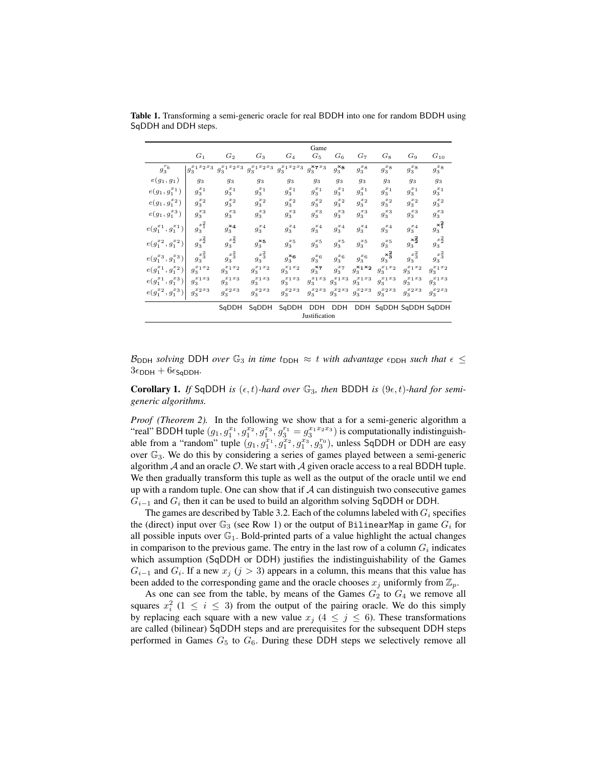**Table 1.** Transforming a semi-generic oracle for real BDDH into one for random BDDH using SqDDH and DDH steps.

| | Game | | | | | | | | | |
|---|---|---|---|---|---|---|---|---|---|---|
| | $G_1$ | $G_2$ | $G_3$ | $G_4$ | $G_5$ | $G_6$ | $G_7$ | $G_8$ | $G_9$ | $G_{10}$ |
| $g_3^{r_b}$ | $g_3^{x_1x_2x_3}$ | $g_3^{x_1x_2x_3}$ | $g_3^{x_1x_2x_3}$ | $g_3^{x_1x_2x_3}$ | $g_3^{\mathbf{x_7}x_3}$ | $g_3^{\mathbf{x_8}}$ | $g_3^{x_8}$ | $g_3^{x_8}$ | $g_3^{x_8}$ | $g_3^{x_8}$ |
| $e(g_1, g_1)$ | $g_3$ | $g_3$ | $g_3$ | $g_3$ | $g_3$ | $g_3$ | $g_3$ | $g_3$ | $g_3$ | $g_3$ |
| $e(g_1, g_1^{x_1})$ | $g_3^{x_1}$ | $g_3^{x_1}$ | $g_3^{x_1}$ | $g_3^{x_1}$ | $g_3^{x_1}$ | $g_3^{x_1}$ | $g_3^{x_1}$ | $g_3^{x_1}$ | $g_3^{x_1}$ | $g_3^{x_1}$ |
| $e(g_1, g_1^{x_2})$ | $g_3^{x_2}$ | $g_3^{x_2}$ | $g_3^{x_2}$ | $g_3^{x_2}$ | $g_3^{x_2}$ | $g_3^{x_2}$ | $g_3^{x_2}$ | $g_3^{x_2}$ | $g_3^{x_2}$ | $g_3^{x_2}$ |
| $e(g_1, g_1^{x_3})$ | $g_3^{x_3}$ | $g_3^{x_3}$ | $g_3^{x_3}$ | $g_3^{x_3}$ | $g_3^{x_3}$ | $g_3^{x_3}$ | $g_3^{x_3}$ | $g_3^{x_3}$ | $g_3^{x_3}$ | $g_3^{x_3}$ |
| $e(g_1^{x_1}, g_1^{x_1})$ | $g_3^{x_1^2}$ | $g_3^{\mathbf{x_4}}$ | $g_3^{x_4}$ | $g_3^{x_4}$ | $g_3^{x_4}$ | $g_3^{x_4}$ | $g_3^{x_4}$ | $g_3^{x_4}$ | $g_3^{x_4}$ | $g_3^{\mathbf{x_1^2}}$ |
| $e(g_1^{x_2}, g_1^{x_2})$ | $g_3^{x_2^2}$ | $g_3^{x_2^2}$ | $g_3^{\mathbf{x_5}}$ | $g_3^{x_5}$ | $g_3^{x_5}$ | $g_3^{x_5}$ | $g_3^{x_5}$ | $g_3^{x_5}$ | $g_3^{\mathbf{x_2^2}}$ | $g_3^{x_2^2}$ |
| $e(g_1^{x_3}, g_1^{x_3})$ | $g_3^{x_3^2}$ | $g_3^{x_3^2}$ | $g_3^{x_3^2}$ | $g_3^{\mathbf{x_6}}$ | $g_3^{x_6}$ | $g_3^{x_6}$ | $g_3^{x_6}$ | $g_3^{\mathbf{x_3^2}}$ | $g_3^{x_3^2}$ | $g_3^{x_3^2}$ |
| $e(g_1^{x_1}, g_1^{x_2})$ | $g_3^{x_1x_2}$ | $g_3^{x_1x_2}$ | $g_3^{x_1x_2}$ | $g_3^{x_1x_2}$ | $g_3^{\mathbf{x_7}}$ | $g_3^{x_7}$ | $g_3^{\mathbf{x_1x_2}}$ | $g_3^{x_1x_2}$ | $g_3^{x_1x_2}$ | $g_3^{x_1x_2}$ |
| $e(g_1^{x_1}, g_1^{x_3})$ | $g_3^{x_1x_3}$ | $g_3^{x_1x_3}$ | $g_3^{x_1x_3}$ | $g_3^{x_1x_3}$ | $g_3^{x_1x_3}$ | $g_3^{x_1x_3}$ | $g_3^{x_1x_3}$ | $g_3^{x_1x_3}$ | $g_3^{x_1x_3}$ | $g_3^{x_1x_3}$ |
| $e(g_1^{x_2}, g_1^{x_3})$ | $g_3^{x_2x_3}$ | $g_3^{x_2x_3}$ | $g_3^{x_2x_3}$ | $g_3^{x_2x_3}$ | $g_3^{x_2x_3}$ | $g_3^{x_2x_3}$ | $g_3^{x_2x_3}$ | $g_3^{x_2x_3}$ | $g_3^{x_2x_3}$ | $g_3^{x_2x_3}$ |
| Justification | | SqDDH | SqDDH | SqDDH | DDH | DDH | DDH | SqDDH | SqDDH | SqDDH |

$\mathcal{B}_{\mathsf{DDH}}$ *solving* DDH *over* $\mathbb{G}_3$ *in time* $t_{\mathsf{DDH}} \approx t$ *with advantage* $\epsilon_{\mathsf{DDH}}$ *such that* $\epsilon \leq 3\epsilon_{\mathsf{DDH}} + 6\epsilon_{\mathsf{SqDDH}}$.

**Corollary 1.** *If* SqDDH *is* $(\epsilon, t)$*-hard over* $\mathbb{G}_3$*, then* BDDH *is* $(9\epsilon, t)$*-hard for semi-generic algorithms.*

*Proof (Theorem 2).* In the following we show that a for a semi-generic algorithm a "real" BDDH tuple $(g_1, g_1^{x_1}, g_1^{x_2}, g_1^{x_3}, g_3^{r_1} = g_3^{x_1x_2x_3})$ is computationally indistinguishable from a "random" tuple $(g_1, g_1^{x_1}, g_1^{x_2}, g_1^{x_3}, g_3^{r_0})$, unless SqDDH or DDH are easy over $\mathbb{G}_3$. We do this by considering a series of games played between a semi-generic algorithm $\mathcal{A}$ and an oracle $\mathcal{O}$. We start with $\mathcal{A}$ given oracle access to a real BDDH tuple. We then gradually transform this tuple as well as the output of the oracle until we end up with a random tuple. One can show that if $\mathcal{A}$ can distinguish two consecutive games $G_{i-1}$ and $G_i$ then it can be used to build an algorithm solving SqDDH or DDH.

The games are described by Table 3.2. Each of the columns labeled with $G_i$ specifies the (direct) input over $\mathbb{G}_3$ (see Row 1) or the output of `BilinearMap` in game $G_i$ for all possible inputs over $\mathbb{G}_1$. Bold-printed parts of a value highlight the actual changes in comparison to the previous game. The entry in the last row of a column $G_i$ indicates which assumption (SqDDH or DDH) justifies the indistinguishability of the Games $G_{i-1}$ and $G_i$. If a new $x_j$ ($j > 3$) appears in a column, this means that this value has been added to the corresponding game and the oracle chooses $x_j$ uniformly from $\mathbb{Z}_p$.

As one can see from the table, by means of the Games $G_2$ to $G_4$ we remove all squares $x_i^2$ ($1 \leq i \leq 3$) from the output of the pairing oracle. We do this simply by replacing each square with a new value $x_j$ ($4 \leq j \leq 6$). These transformations are called (bilinear) SqDDH steps and are prerequisites for the subsequent DDH steps performed in Games $G_5$ to $G_6$. During these DDH steps we selectively remove all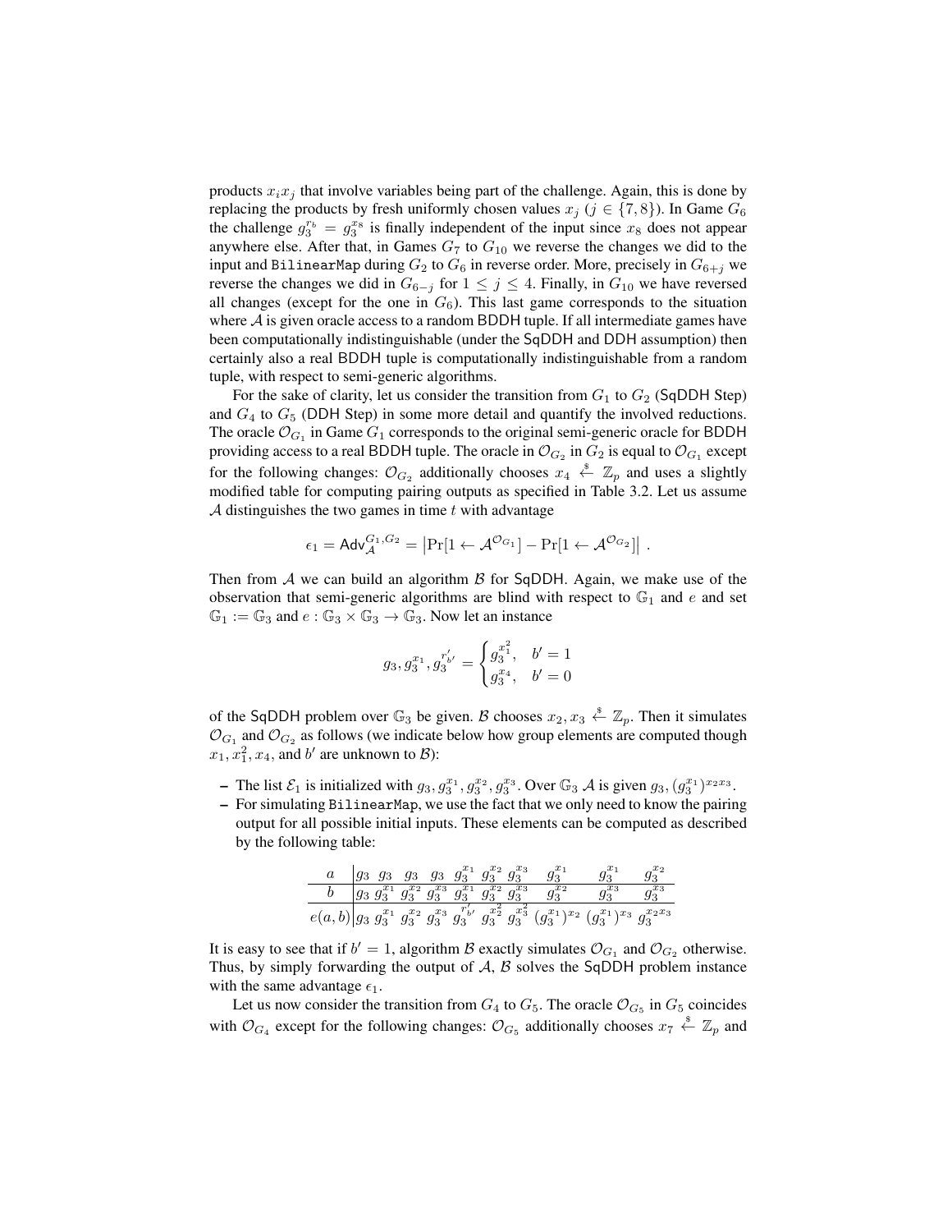products $x_i x_j$ that involve variables being part of the challenge. Again, this is done by replacing the products by fresh uniformly chosen values $x_j$ ($j \in \{7, 8\}$). In Game $G_6$ the challenge $g_3^{r_b} = g_3^{x_8}$ is finally independent of the input since $x_8$ does not appear anywhere else. After that, in Games $G_7$ to $G_{10}$ we reverse the changes we did to the input and BilinearMap during $G_2$ to $G_6$ in reverse order. More, precisely in $G_{6+j}$ we reverse the changes we did in $G_{6-j}$ for $1 \leq j \leq 4$. Finally, in $G_{10}$ we have reversed all changes (except for the one in $G_6$). This last game corresponds to the situation where $\mathcal{A}$ is given oracle access to a random BDDH tuple. If all intermediate games have been computationally indistinguishable (under the SqDDH and DDH assumption) then certainly also a real BDDH tuple is computationally indistinguishable from a random tuple, with respect to semi-generic algorithms.

For the sake of clarity, let us consider the transition from $G_1$ to $G_2$ (SqDDH Step) and $G_4$ to $G_5$ (DDH Step) in some more detail and quantify the involved reductions. The oracle $\mathcal{O}_{G_1}$ in Game $G_1$ corresponds to the original semi-generic oracle for BDDH providing access to a real BDDH tuple. The oracle in $\mathcal{O}_{G_2}$ in $G_2$ is equal to $\mathcal{O}_{G_1}$ except for the following changes: $\mathcal{O}_{G_2}$ additionally chooses $x_4 \xleftarrow{\$} \mathbb{Z}_p$ and uses a slightly modified table for computing pairing outputs as specified in Table 3.2. Let us assume $\mathcal{A}$ distinguishes the two games in time $t$ with advantage

$$\epsilon_1 = \mathsf{Adv}_{\mathcal{A}}^{G_1, G_2} = \left|\Pr[1 \leftarrow \mathcal{A}^{\mathcal{O}_{G_1}}] - \Pr[1 \leftarrow \mathcal{A}^{\mathcal{O}_{G_2}}]\right| .$$

Then from $\mathcal{A}$ we can build an algorithm $\mathcal{B}$ for SqDDH. Again, we make use of the observation that semi-generic algorithms are blind with respect to $\mathbb{G}_1$ and $e$ and set $\mathbb{G}_1 := \mathbb{G}_3$ and $e : \mathbb{G}_3 \times \mathbb{G}_3 \to \mathbb{G}_3$. Now let an instance

$$g_3, g_3^{x_1}, g_3^{r'_{b'}} = \begin{cases} g_3^{x_1^2}, & b' = 1 \\ g_3^{x_4}, & b' = 0 \end{cases}$$

of the SqDDH problem over $\mathbb{G}_3$ be given. $\mathcal{B}$ chooses $x_2, x_3 \xleftarrow{\$} \mathbb{Z}_p$. Then it simulates $\mathcal{O}_{G_1}$ and $\mathcal{O}_{G_2}$ as follows (we indicate below how group elements are computed though $x_1, x_1^2, x_4$, and $b'$ are unknown to $\mathcal{B}$):

- The list $\mathcal{E}_1$ is initialized with $g_3, g_3^{x_1}, g_3^{x_2}, g_3^{x_3}$. Over $\mathbb{G}_3$ $\mathcal{A}$ is given $g_3, (g_3^{x_1})^{x_2 x_3}$.
- For simulating BilinearMap, we use the fact that we only need to know the pairing output for all possible initial inputs. These elements can be computed as described by the following table:

| $a$ | $g_3$ | $g_3$ | $g_3$ | $g_3$ | $g_3^{x_1}$ | $g_3^{x_2}$ | $g_3^{x_3}$ | $g_3^{x_1}$ | $g_3^{x_1}$ | $g_3^{x_2}$ |
|---|---|---|---|---|---|---|---|---|---|---|
| $b$ | $g_3$ | $g_3^{x_1}$ | $g_3^{x_2}$ | $g_3^{x_3}$ | $g_3^{x_1}$ | $g_3^{x_2}$ | $g_3^{x_3}$ | $g_3^{x_2}$ | $g_3^{x_3}$ | $g_3^{x_3}$ |
| $e(a,b)$ | $g_3$ | $g_3^{x_1}$ | $g_3^{x_2}$ | $g_3^{x_3}$ | $g_3^{r'_{b'}}$ | $g_3^{x_2^2}$ | $g_3^{x_3^2}$ | $(g_3^{x_1})^{x_2}$ | $(g_3^{x_1})^{x_3}$ | $g_3^{x_2 x_3}$ |

It is easy to see that if $b' = 1$, algorithm $\mathcal{B}$ exactly simulates $\mathcal{O}_{G_1}$ and $\mathcal{O}_{G_2}$ otherwise. Thus, by simply forwarding the output of $\mathcal{A}$, $\mathcal{B}$ solves the SqDDH problem instance with the same advantage $\epsilon_1$.

Let us now consider the transition from $G_4$ to $G_5$. The oracle $\mathcal{O}_{G_5}$ in $G_5$ coincides with $\mathcal{O}_{G_4}$ except for the following changes: $\mathcal{O}_{G_5}$ additionally chooses $x_7 \xleftarrow{\$} \mathbb{Z}_p$ and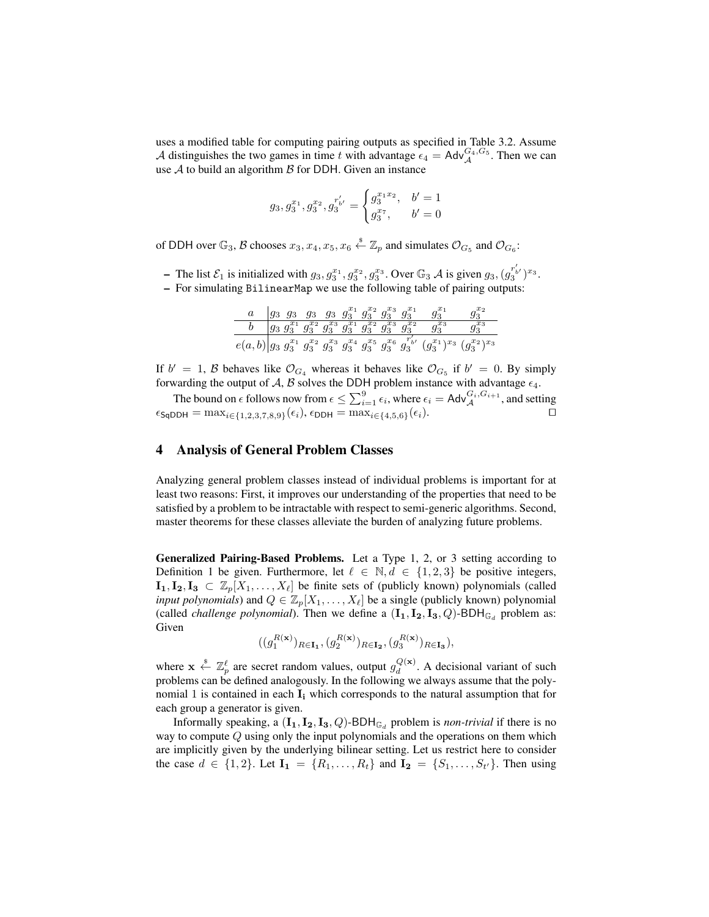uses a modified table for computing pairing outputs as specified in Table 3.2. Assume $\mathcal{A}$ distinguishes the two games in time $t$ with advantage $\epsilon_4 = \mathsf{Adv}_{\mathcal{A}}^{G_4,G_5}$. Then we can use $\mathcal{A}$ to build an algorithm $\mathcal{B}$ for DDH. Given an instance

$$g_3, g_3^{x_1}, g_3^{x_2}, g_3^{r'_{b'}} = \begin{cases} g_3^{x_1 x_2}, & b' = 1 \\ g_3^{x_7}, & b' = 0 \end{cases}$$

of DDH over $\mathbb{G}_3$, $\mathcal{B}$ chooses $x_3, x_4, x_5, x_6 \xleftarrow{\$} \mathbb{Z}_p$ and simulates $\mathcal{O}_{G_5}$ and $\mathcal{O}_{G_6}$:

- The list $\mathcal{E}_1$ is initialized with $g_3, g_3^{x_1}, g_3^{x_2}, g_3^{x_3}$. Over $\mathbb{G}_3$ $\mathcal{A}$ is given $g_3, (g_3^{r'_{b'}})^{x_3}$.
- For simulating `BilinearMap` we use the following table of pairing outputs:

| $a$ | $g_3$ | $g_3$ | $g_3$ | $g_3$ | $g_3^{x_1}$ | $g_3^{x_2}$ | $g_3^{x_3}$ | $g_3^{x_1}$ | $g_3^{x_1}$ | $g_3^{x_2}$ |
|---|---|---|---|---|---|---|---|---|---|---|
| $b$ | $g_3$ | $g_3^{x_1}$ | $g_3^{x_2}$ | $g_3^{x_3}$ | $g_3^{x_1}$ | $g_3^{x_2}$ | $g_3^{x_3}$ | $g_3^{x_2}$ | $g_3^{x_3}$ | $g_3^{x_3}$ |
| $e(a,b)$ | $g_3$ | $g_3^{x_1}$ | $g_3^{x_2}$ | $g_3^{x_3}$ | $g_3^{x_4}$ | $g_3^{x_5}$ | $g_3^{x_6}$ | $g_3^{r'_{b'}}$ | $(g_3^{x_1})^{x_3}$ | $(g_3^{x_2})^{x_3}$ |

If $b' = 1$, $\mathcal{B}$ behaves like $\mathcal{O}_{G_4}$ whereas it behaves like $\mathcal{O}_{G_5}$ if $b' = 0$. By simply forwarding the output of $\mathcal{A}$, $\mathcal{B}$ solves the DDH problem instance with advantage $\epsilon_4$.

The bound on $\epsilon$ follows now from $\epsilon \leq \sum_{i=1}^{9} \epsilon_i$, where $\epsilon_i = \mathsf{Adv}_{\mathcal{A}}^{G_i,G_{i+1}}$, and setting $\epsilon_{\mathsf{SqDDH}} = \max_{i \in \{1,2,3,7,8,9\}}(\epsilon_i)$, $\epsilon_{\mathsf{DDH}} = \max_{i \in \{4,5,6\}}(\epsilon_i)$. □

## 4 Analysis of General Problem Classes

Analyzing general problem classes instead of individual problems is important for at least two reasons: First, it improves our understanding of the properties that need to be satisfied by a problem to be intractable with respect to semi-generic algorithms. Second, master theorems for these classes alleviate the burden of analyzing future problems.

**Generalized Pairing-Based Problems.** Let a Type 1, 2, or 3 setting according to Definition 1 be given. Furthermore, let $\ell \in \mathbb{N}, d \in \{1, 2, 3\}$ be positive integers, $\mathbf{I_1}, \mathbf{I_2}, \mathbf{I_3} \subset \mathbb{Z}_p[X_1, \ldots, X_\ell]$ be finite sets of (publicly known) polynomials (called *input polynomials*) and $Q \in \mathbb{Z}_p[X_1, \ldots, X_\ell]$ be a single (publicly known) polynomial (called *challenge polynomial*). Then we define a $(\mathbf{I_1}, \mathbf{I_2}, \mathbf{I_3}, Q)$-$\mathsf{BDH}_{\mathbb{G}_d}$ problem as: Given

$$((g_1^{R(\mathbf{x})})_{R \in \mathbf{I_1}}, (g_2^{R(\mathbf{x})})_{R \in \mathbf{I_2}}, (g_3^{R(\mathbf{x})})_{R \in \mathbf{I_3}}),$$

where $\mathbf{x} \xleftarrow{\$} \mathbb{Z}_p^\ell$ are secret random values, output $g_d^{Q(\mathbf{x})}$. A decisional variant of such problems can be defined analogously. In the following we always assume that the polynomial 1 is contained in each $\mathbf{I_i}$ which corresponds to the natural assumption that for each group a generator is given.

Informally speaking, a $(\mathbf{I_1}, \mathbf{I_2}, \mathbf{I_3}, Q)$-$\mathsf{BDH}_{\mathbb{G}_d}$ problem is *non-trivial* if there is no way to compute $Q$ using only the input polynomials and the operations on them which are implicitly given by the underlying bilinear setting. Let us restrict here to consider the case $d \in \{1, 2\}$. Let $\mathbf{I_1} = \{R_1, \ldots, R_t\}$ and $\mathbf{I_2} = \{S_1, \ldots, S_{t'}\}$. Then using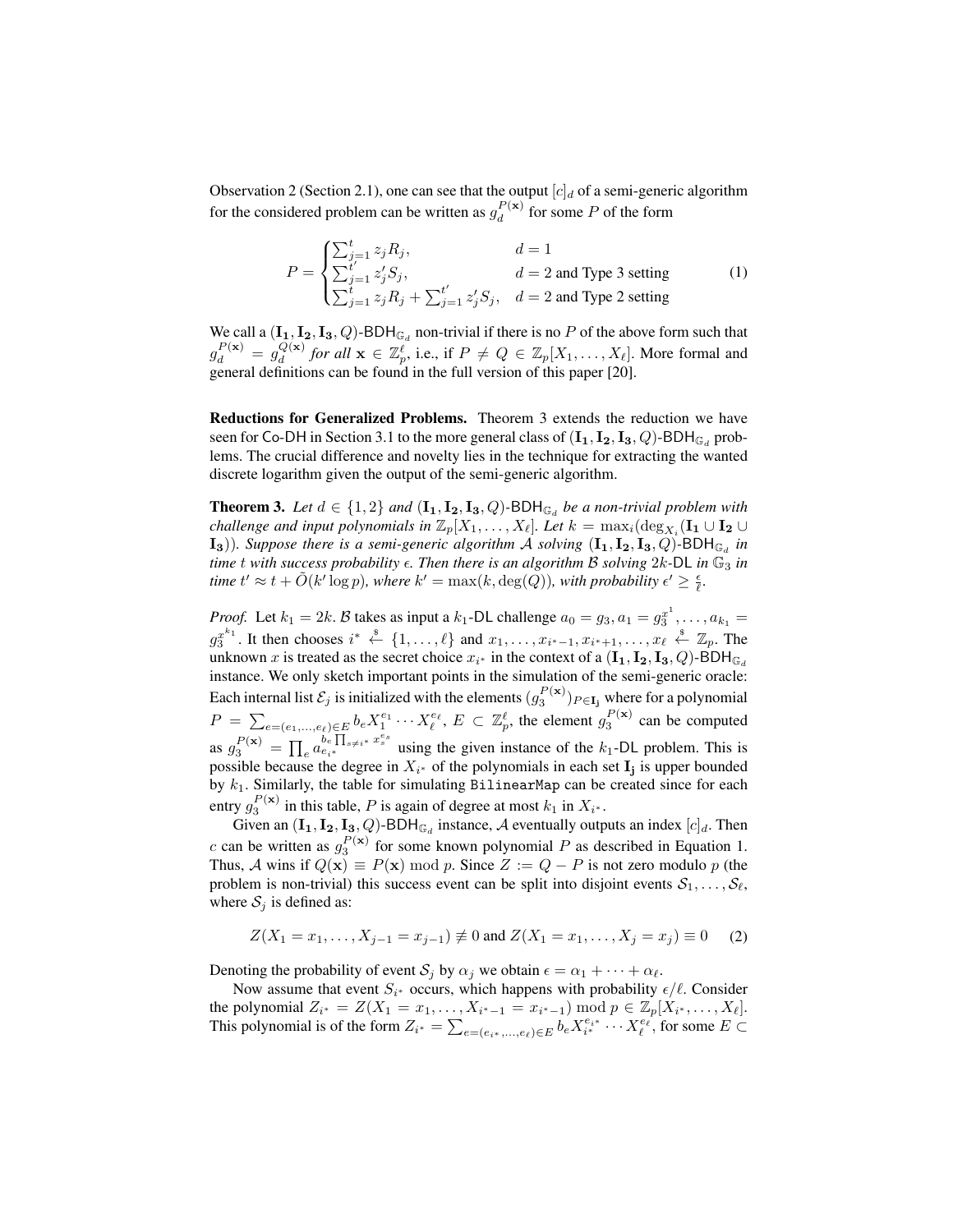Observation 2 (Section 2.1), one can see that the output $[c]_d$ of a semi-generic algorithm for the considered problem can be written as $g_d^{P(\mathbf{x})}$ for some $P$ of the form

$$P = \begin{cases} \sum_{j=1}^{t} z_j R_j, & d = 1 \\ \sum_{j=1}^{t'} z'_j S_j, & d = 2 \text{ and Type 3 setting} \\ \sum_{j=1}^{t} z_j R_j + \sum_{j=1}^{t'} z'_j S_j, & d = 2 \text{ and Type 2 setting} \end{cases} \tag{1}$$

We call a $(\mathbf{I_1}, \mathbf{I_2}, \mathbf{I_3}, Q)$-$\mathsf{BDH}_{\mathbb{G}_d}$ non-trivial if there is no $P$ of the above form such that $g_d^{P(\mathbf{x})} = g_d^{Q(\mathbf{x})}$ *for all* $\mathbf{x} \in \mathbb{Z}_p^\ell$, i.e., if $P \neq Q \in \mathbb{Z}_p[X_1, \ldots, X_\ell]$. More formal and general definitions can be found in the full version of this paper [20].

**Reductions for Generalized Problems.** Theorem 3 extends the reduction we have seen for Co-DH in Section 3.1 to the more general class of $(\mathbf{I_1}, \mathbf{I_2}, \mathbf{I_3}, Q)$-$\mathsf{BDH}_{\mathbb{G}_d}$ problems. The crucial difference and novelty lies in the technique for extracting the wanted discrete logarithm given the output of the semi-generic algorithm.

**Theorem 3.** *Let $d \in \{1, 2\}$ and $(\mathbf{I_1}, \mathbf{I_2}, \mathbf{I_3}, Q)$-$\mathsf{BDH}_{\mathbb{G}_d}$ be a non-trivial problem with challenge and input polynomials in $\mathbb{Z}_p[X_1, \ldots, X_\ell]$. Let $k = \max_i(\deg_{X_i}(\mathbf{I_1} \cup \mathbf{I_2} \cup \mathbf{I_3}))$. Suppose there is a semi-generic algorithm $\mathcal{A}$ solving $(\mathbf{I_1}, \mathbf{I_2}, \mathbf{I_3}, Q)$-$\mathsf{BDH}_{\mathbb{G}_d}$ in time $t$ with success probability $\epsilon$. Then there is an algorithm $\mathcal{B}$ solving $2k$-$\mathsf{DL}$ in $\mathbb{G}_3$ in time $t' \approx t + \tilde{O}(k' \log p)$, where $k' = \max(k, \deg(Q))$, with probability $\epsilon' \geq \frac{\epsilon}{\ell}$.*

*Proof.* Let $k_1 = 2k$. $\mathcal{B}$ takes as input a $k_1$-DL challenge $a_0 = g_3, a_1 = g_3^{x^1}, \ldots, a_{k_1} = g_3^{x^{k_1}}$. It then chooses $i^* \xleftarrow{\$} \{1, \ldots, \ell\}$ and $x_1, \ldots, x_{i^*-1}, x_{i^*+1}, \ldots, x_\ell \xleftarrow{\$} \mathbb{Z}_p$. The unknown $x$ is treated as the secret choice $x_{i^*}$ in the context of a $(\mathbf{I_1}, \mathbf{I_2}, \mathbf{I_3}, Q)$-$\mathsf{BDH}_{\mathbb{G}_d}$ instance. We only sketch important points in the simulation of the semi-generic oracle: Each internal list $\mathcal{E}_j$ is initialized with the elements $(g_3^{P(\mathbf{x})})_{P \in \mathbf{I_j}}$ where for a polynomial $P = \sum_{e=(e_1,\ldots,e_\ell) \in E} b_e X_1^{e_1} \cdots X_\ell^{e_\ell}$, $E \subset \mathbb{Z}_p^\ell$, the element $g_3^{P(\mathbf{x})}$ can be computed as $g_3^{P(\mathbf{x})} = \prod_e a_{e_{i^*}}^{b_e \prod_{s \neq i^*} x_s^{e_s}}$ using the given instance of the $k_1$-DL problem. This is possible because the degree in $X_{i^*}$ of the polynomials in each set $\mathbf{I_j}$ is upper bounded by $k_1$. Similarly, the table for simulating `BilinearMap` can be created since for each entry $g_3^{P(\mathbf{x})}$ in this table, $P$ is again of degree at most $k_1$ in $X_{i^*}$.

Given an $(\mathbf{I_1}, \mathbf{I_2}, \mathbf{I_3}, Q)$-$\mathsf{BDH}_{\mathbb{G}_d}$ instance, $\mathcal{A}$ eventually outputs an index $[c]_d$. Then $c$ can be written as $g_3^{P(\mathbf{x})}$ for some known polynomial $P$ as described in Equation 1. Thus, $\mathcal{A}$ wins if $Q(\mathbf{x}) \equiv P(\mathbf{x}) \bmod p$. Since $Z := Q - P$ is not zero modulo $p$ (the problem is non-trivial) this success event can be split into disjoint events $\mathcal{S}_1, \ldots, \mathcal{S}_\ell$, where $\mathcal{S}_j$ is defined as:

$$Z(X_1 = x_1, \ldots, X_{j-1} = x_{j-1}) \not\equiv 0 \text{ and } Z(X_1 = x_1, \ldots, X_j = x_j) \equiv 0 \tag{2}$$

Denoting the probability of event $\mathcal{S}_j$ by $\alpha_j$ we obtain $\epsilon = \alpha_1 + \cdots + \alpha_\ell$.

Now assume that event $S_{i^*}$ occurs, which happens with probability $\epsilon/\ell$. Consider the polynomial $Z_{i^*} = Z(X_1 = x_1, \ldots, X_{i^*-1} = x_{i^*-1}) \bmod p \in \mathbb{Z}_p[X_{i^*}, \ldots, X_\ell]$. This polynomial is of the form $Z_{i^*} = \sum_{e=(e_{i^*},\ldots,e_\ell) \in E} b_e X_{i^*}^{e_{i^*}} \cdots X_\ell^{e_\ell}$, for some $E \subset$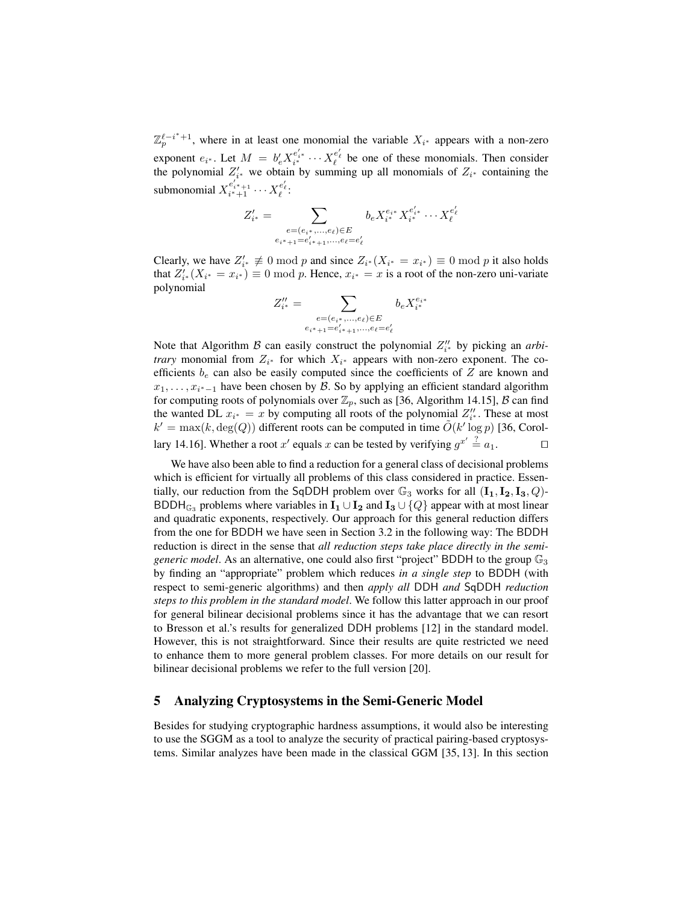$\mathbb{Z}_p^{\ell-i^*+1}$, where in at least one monomial the variable $X_{i^*}$ appears with a non-zero exponent $e_{i^*}$. Let $M = b'_e X_{i^*}^{e'_{i^*}} \cdots X_\ell^{e'_\ell}$ be one of these monomials. Then consider the polynomial $Z'_{i^*}$ we obtain by summing up all monomials of $Z_{i^*}$ containing the submonomial $X_{i^*+1}^{e'_{i^*+1}} \cdots X_\ell^{e'_\ell}$:

$$Z'_{i^*} = \sum_{\substack{e=(e_{i^*},\ldots,e_\ell)\in E \\ e_{i^*+1}=e'_{i^*+1},\ldots,e_\ell=e'_\ell}} b_e X_{i^*}^{e_{i^*}} X_{i^*}^{e'_{i^*}} \cdots X_\ell^{e'_\ell}$$

Clearly, we have $Z'_{i^*} \not\equiv 0 \bmod p$ and since $Z_{i^*}(X_{i^*} = x_{i^*}) \equiv 0 \bmod p$ it also holds that $Z'_{i^*}(X_{i^*} = x_{i^*}) \equiv 0 \bmod p$. Hence, $x_{i^*} = x$ is a root of the non-zero uni-variate polynomial

$$Z''_{i^*} = \sum_{\substack{e=(e_{i^*},\ldots,e_\ell)\in E \\ e_{i^*+1}=e'_{i^*+1},\ldots,e_\ell=e'_\ell}} b_e X_{i^*}^{e_{i^*}}$$

Note that Algorithm $\mathcal{B}$ can easily construct the polynomial $Z''_{i^*}$ by picking an *arbitrary* monomial from $Z_{i^*}$ for which $X_{i^*}$ appears with non-zero exponent. The coefficients $b_e$ can also be easily computed since the coefficients of $Z$ are known and $x_1, \ldots, x_{i^*-1}$ have been chosen by $\mathcal{B}$. So by applying an efficient standard algorithm for computing roots of polynomials over $\mathbb{Z}_p$, such as [36, Algorithm 14.15], $\mathcal{B}$ can find the wanted DL $x_{i^*} = x$ by computing all roots of the polynomial $Z''_{i^*}$. These at most $k' = \max(k, \deg(Q))$ different roots can be computed in time $\tilde{O}(k' \log p)$ [36, Corollary 14.16]. Whether a root $x'$ equals $x$ can be tested by verifying $g^{x'} \stackrel{?}{=} a_1$. $\square$

We have also been able to find a reduction for a general class of decisional problems which is efficient for virtually all problems of this class considered in practice. Essentially, our reduction from the SqDDH problem over $\mathbb{G}_3$ works for all $(\mathbf{I_1}, \mathbf{I_2}, \mathbf{I_3}, Q)$-BDDH$_{\mathbb{G}_3}$ problems where variables in $\mathbf{I_1} \cup \mathbf{I_2}$ and $\mathbf{I_3} \cup \{Q\}$ appear with at most linear and quadratic exponents, respectively. Our approach for this general reduction differs from the one for BDDH we have seen in Section 3.2 in the following way: The BDDH reduction is direct in the sense that *all reduction steps take place directly in the semi-generic model*. As an alternative, one could also first "project" BDDH to the group $\mathbb{G}_3$ by finding an "appropriate" problem which reduces *in a single step* to BDDH (with respect to semi-generic algorithms) and then *apply all* DDH *and* SqDDH *reduction steps to this problem in the standard model*. We follow this latter approach in our proof for general bilinear decisional problems since it has the advantage that we can resort to Bresson et al.'s results for generalized DDH problems [12] in the standard model. However, this is not straightforward. Since their results are quite restricted we need to enhance them to more general problem classes. For more details on our result for bilinear decisional problems we refer to the full version [20].

## 5 Analyzing Cryptosystems in the Semi-Generic Model

Besides for studying cryptographic hardness assumptions, it would also be interesting to use the SGGM as a tool to analyze the security of practical pairing-based cryptosystems. Similar analyzes have been made in the classical GGM [35, 13]. In this section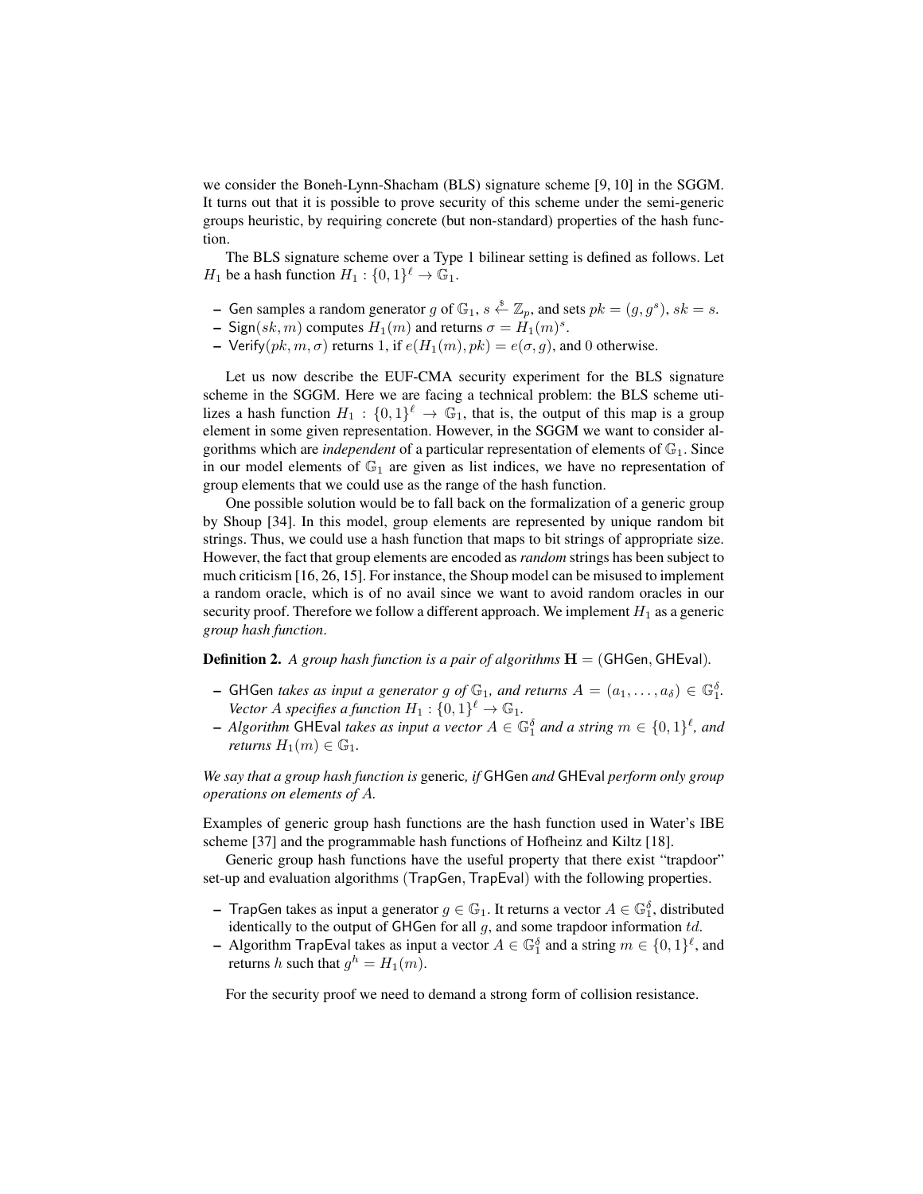we consider the Boneh-Lynn-Shacham (BLS) signature scheme [9, 10] in the SGGM. It turns out that it is possible to prove security of this scheme under the semi-generic groups heuristic, by requiring concrete (but non-standard) properties of the hash function.

The BLS signature scheme over a Type 1 bilinear setting is defined as follows. Let $H_1$ be a hash function $H_1 : \{0,1\}^\ell \to \mathbb{G}_1$.

- Gen samples a random generator $g$ of $\mathbb{G}_1$, $s \xleftarrow{\$} \mathbb{Z}_p$, and sets $pk = (g, g^s)$, $sk = s$.
- $\mathsf{Sign}(sk, m)$ computes $H_1(m)$ and returns $\sigma = H_1(m)^s$.
- $\mathsf{Verify}(pk, m, \sigma)$ returns 1, if $e(H_1(m), pk) = e(\sigma, g)$, and 0 otherwise.

Let us now describe the EUF-CMA security experiment for the BLS signature scheme in the SGGM. Here we are facing a technical problem: the BLS scheme utilizes a hash function $H_1 : \{0,1\}^\ell \to \mathbb{G}_1$, that is, the output of this map is a group element in some given representation. However, in the SGGM we want to consider algorithms which are *independent* of a particular representation of elements of $\mathbb{G}_1$. Since in our model elements of $\mathbb{G}_1$ are given as list indices, we have no representation of group elements that we could use as the range of the hash function.

One possible solution would be to fall back on the formalization of a generic group by Shoup [34]. In this model, group elements are represented by unique random bit strings. Thus, we could use a hash function that maps to bit strings of appropriate size. However, the fact that group elements are encoded as *random* strings has been subject to much criticism [16, 26, 15]. For instance, the Shoup model can be misused to implement a random oracle, which is of no avail since we want to avoid random oracles in our security proof. Therefore we follow a different approach. We implement $H_1$ as a generic *group hash function*.

**Definition 2.** *A group hash function is a pair of algorithms* $\mathbf{H} = (\mathsf{GHGen}, \mathsf{GHEval})$.

- $\mathsf{GHGen}$ *takes as input a generator* $g$ *of* $\mathbb{G}_1$*, and returns* $A = (a_1, \ldots, a_\delta) \in \mathbb{G}_1^\delta$. *Vector* $A$ *specifies a function* $H_1 : \{0,1\}^\ell \to \mathbb{G}_1$.
- *Algorithm* $\mathsf{GHEval}$ *takes as input a vector* $A \in \mathbb{G}_1^\delta$ *and a string* $m \in \{0,1\}^\ell$*, and returns* $H_1(m) \in \mathbb{G}_1$.

*We say that a group hash function is* generic*, if* $\mathsf{GHGen}$ *and* $\mathsf{GHEval}$ *perform only group operations on elements of* $A$.

Examples of generic group hash functions are the hash function used in Water's IBE scheme [37] and the programmable hash functions of Hofheinz and Kiltz [18].

Generic group hash functions have the useful property that there exist "trapdoor" set-up and evaluation algorithms ($\mathsf{TrapGen}$, $\mathsf{TrapEval}$) with the following properties.

- $\mathsf{TrapGen}$ takes as input a generator $g \in \mathbb{G}_1$. It returns a vector $A \in \mathbb{G}_1^\delta$, distributed identically to the output of $\mathsf{GHGen}$ for all $g$, and some trapdoor information $td$.
- Algorithm $\mathsf{TrapEval}$ takes as input a vector $A \in \mathbb{G}_1^\delta$ and a string $m \in \{0,1\}^\ell$, and returns $h$ such that $g^h = H_1(m)$.

For the security proof we need to demand a strong form of collision resistance.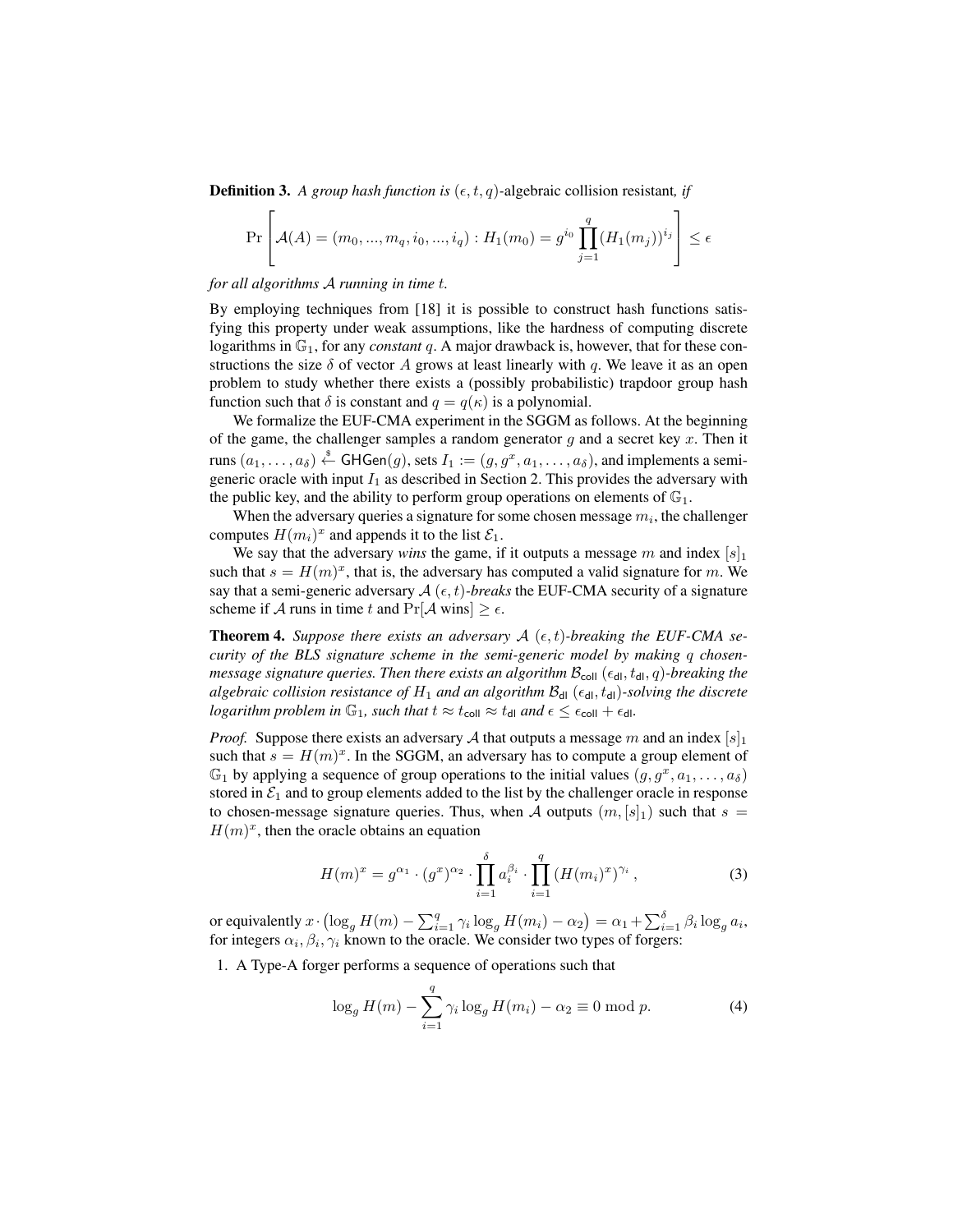**Definition 3.** *A group hash function is* $(\epsilon, t, q)$-algebraic collision resistant*, if*

$$\Pr\left[\mathcal{A}(A) = (m_0, ..., m_q, i_0, ..., i_q) : H_1(m_0) = g^{i_0} \prod_{j=1}^{q} (H_1(m_j))^{i_j}\right] \leq \epsilon$$

*for all algorithms* $\mathcal{A}$ *running in time* $t$.

By employing techniques from [18] it is possible to construct hash functions satisfying this property under weak assumptions, like the hardness of computing discrete logarithms in $\mathbb{G}_1$, for any *constant* $q$. A major drawback is, however, that for these constructions the size $\delta$ of vector $A$ grows at least linearly with $q$. We leave it as an open problem to study whether there exists a (possibly probabilistic) trapdoor group hash function such that $\delta$ is constant and $q = q(\kappa)$ is a polynomial.

We formalize the EUF-CMA experiment in the SGGM as follows. At the beginning of the game, the challenger samples a random generator $g$ and a secret key $x$. Then it runs $(a_1, \ldots, a_\delta) \xleftarrow{\$} \mathsf{GHGen}(g)$, sets $I_1 := (g, g^x, a_1, \ldots, a_\delta)$, and implements a semi-generic oracle with input $I_1$ as described in Section 2. This provides the adversary with the public key, and the ability to perform group operations on elements of $\mathbb{G}_1$.

When the adversary queries a signature for some chosen message $m_i$, the challenger computes $H(m_i)^x$ and appends it to the list $\mathcal{E}_1$.

We say that the adversary *wins* the game, if it outputs a message $m$ and index $[s]_1$ such that $s = H(m)^x$, that is, the adversary has computed a valid signature for $m$. We say that a semi-generic adversary $\mathcal{A}$ $(\epsilon, t)$*-breaks* the EUF-CMA security of a signature scheme if $\mathcal{A}$ runs in time $t$ and $\Pr[\mathcal{A} \text{ wins}] \geq \epsilon$.

**Theorem 4.** *Suppose there exists an adversary* $\mathcal{A}$ $(\epsilon, t)$*-breaking the EUF-CMA security of the BLS signature scheme in the semi-generic model by making* $q$ *chosen-message signature queries. Then there exists an algorithm* $\mathcal{B}_{\mathsf{coll}}$ $(\epsilon_{\mathsf{dl}}, t_{\mathsf{dl}}, q)$*-breaking the algebraic collision resistance of* $H_1$ *and an algorithm* $\mathcal{B}_{\mathsf{dl}}$ $(\epsilon_{\mathsf{dl}}, t_{\mathsf{dl}})$*-solving the discrete logarithm problem in* $\mathbb{G}_1$*, such that* $t \approx t_{\mathsf{coll}} \approx t_{\mathsf{dl}}$ *and* $\epsilon \leq \epsilon_{\mathsf{coll}} + \epsilon_{\mathsf{dl}}$.

*Proof.* Suppose there exists an adversary $\mathcal{A}$ that outputs a message $m$ and an index $[s]_1$ such that $s = H(m)^x$. In the SGGM, an adversary has to compute a group element of $\mathbb{G}_1$ by applying a sequence of group operations to the initial values $(g, g^x, a_1, \ldots, a_\delta)$ stored in $\mathcal{E}_1$ and to group elements added to the list by the challenger oracle in response to chosen-message signature queries. Thus, when $\mathcal{A}$ outputs $(m, [s]_1)$ such that $s = H(m)^x$, then the oracle obtains an equation

$$H(m)^x = g^{\alpha_1} \cdot (g^x)^{\alpha_2} \cdot \prod_{i=1}^{\delta} a_i^{\beta_i} \cdot \prod_{i=1}^{q} (H(m_i)^x)^{\gamma_i}, \tag{3}$$

or equivalently $x \cdot \left(\log_g H(m) - \sum_{i=1}^{q} \gamma_i \log_g H(m_i) - \alpha_2\right) = \alpha_1 + \sum_{i=1}^{\delta} \beta_i \log_g a_i$, for integers $\alpha_i, \beta_i, \gamma_i$ known to the oracle. We consider two types of forgers:

1. A Type-A forger performs a sequence of operations such that

$$\log_g H(m) - \sum_{i=1}^{q} \gamma_i \log_g H(m_i) - \alpha_2 \equiv 0 \bmod p. \tag{4}$$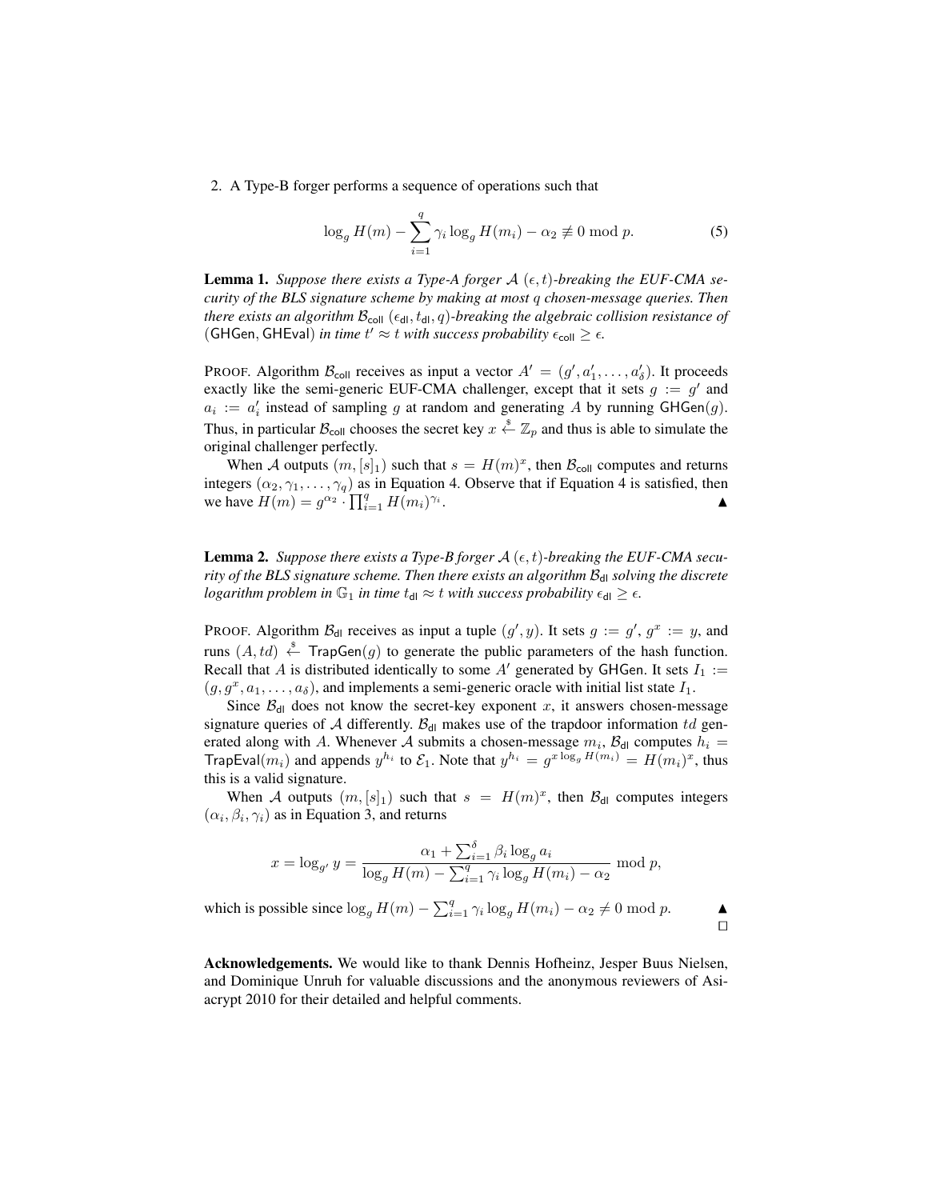2. A Type-B forger performs a sequence of operations such that

$$\log_g H(m) - \sum_{i=1}^{q} \gamma_i \log_g H(m_i) - \alpha_2 \not\equiv 0 \bmod p. \tag{5}$$

**Lemma 1.** *Suppose there exists a Type-A forger $\mathcal{A}$ $(\epsilon, t)$-breaking the EUF-CMA security of the BLS signature scheme by making at most $q$ chosen-message queries. Then there exists an algorithm $\mathcal{B}_{\mathsf{coll}}$ $(\epsilon_{\mathsf{dl}}, t_{\mathsf{dl}}, q)$-breaking the algebraic collision resistance of* $(\mathsf{GHGen}, \mathsf{GHEval})$ *in time $t' \approx t$ with success probability $\epsilon_{\mathsf{coll}} \geq \epsilon$.*

PROOF. Algorithm $\mathcal{B}_{\mathsf{coll}}$ receives as input a vector $A' = (g', a'_1, \ldots, a'_\delta)$. It proceeds exactly like the semi-generic EUF-CMA challenger, except that it sets $g := g'$ and $a_i := a'_i$ instead of sampling $g$ at random and generating $A$ by running $\mathsf{GHGen}(g)$. Thus, in particular $\mathcal{B}_{\mathsf{coll}}$ chooses the secret key $x \stackrel{\$}{\leftarrow} \mathbb{Z}_p$ and thus is able to simulate the original challenger perfectly.

When $\mathcal{A}$ outputs $(m, [s]_1)$ such that $s = H(m)^x$, then $\mathcal{B}_{\mathsf{coll}}$ computes and returns integers $(\alpha_2, \gamma_1, \ldots, \gamma_q)$ as in Equation 4. Observe that if Equation 4 is satisfied, then we have $H(m) = g^{\alpha_2} \cdot \prod_{i=1}^{q} H(m_i)^{\gamma_i}$. ▲

**Lemma 2.** *Suppose there exists a Type-B forger $\mathcal{A}$ $(\epsilon, t)$-breaking the EUF-CMA security of the BLS signature scheme. Then there exists an algorithm $\mathcal{B}_{\mathsf{dl}}$ solving the discrete logarithm problem in $\mathbb{G}_1$ in time $t_{\mathsf{dl}} \approx t$ with success probability $\epsilon_{\mathsf{dl}} \geq \epsilon$.*

PROOF. Algorithm $\mathcal{B}_{\mathsf{dl}}$ receives as input a tuple $(g', y)$. It sets $g := g'$, $g^x := y$, and runs $(A, td) \stackrel{\$}{\leftarrow} \mathsf{TrapGen}(g)$ to generate the public parameters of the hash function. Recall that $A$ is distributed identically to some $A'$ generated by $\mathsf{GHGen}$. It sets $I_1 := (g, g^x, a_1, \ldots, a_\delta)$, and implements a semi-generic oracle with initial list state $I_1$.

Since $\mathcal{B}_{\mathsf{dl}}$ does not know the secret-key exponent $x$, it answers chosen-message signature queries of $\mathcal{A}$ differently. $\mathcal{B}_{\mathsf{dl}}$ makes use of the trapdoor information $td$ generated along with $A$. Whenever $\mathcal{A}$ submits a chosen-message $m_i$, $\mathcal{B}_{\mathsf{dl}}$ computes $h_i = \mathsf{TrapEval}(m_i)$ and appends $y^{h_i}$ to $\mathcal{E}_1$. Note that $y^{h_i} = g^{x \log_g H(m_i)} = H(m_i)^x$, thus this is a valid signature.

When $\mathcal{A}$ outputs $(m, [s]_1)$ such that $s = H(m)^x$, then $\mathcal{B}_{\mathsf{dl}}$ computes integers $(\alpha_i, \beta_i, \gamma_i)$ as in Equation 3, and returns

$$x = \log_{g'} y = \frac{\alpha_1 + \sum_{i=1}^{\delta} \beta_i \log_g a_i}{\log_g H(m) - \sum_{i=1}^{q} \gamma_i \log_g H(m_i) - \alpha_2} \bmod p,$$

which is possible since $\log_g H(m) - \sum_{i=1}^{q} \gamma_i \log_g H(m_i) - \alpha_2 \neq 0 \bmod p$. ▲

□

**Acknowledgements.** We would like to thank Dennis Hofheinz, Jesper Buus Nielsen, and Dominique Unruh for valuable discussions and the anonymous reviewers of Asiacrypt 2010 for their detailed and helpful comments.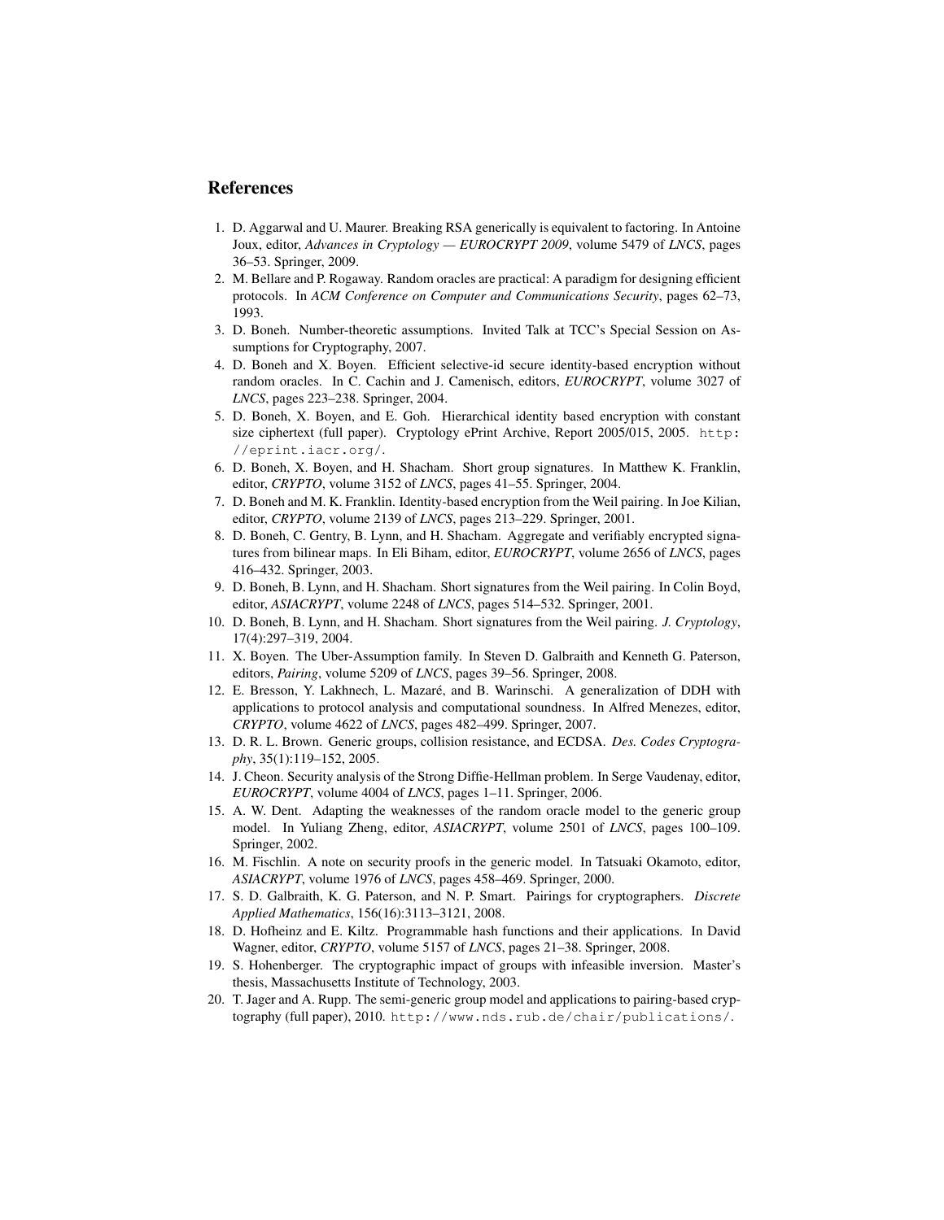## References

1. D. Aggarwal and U. Maurer. Breaking RSA generically is equivalent to factoring. In Antoine Joux, editor, *Advances in Cryptology — EUROCRYPT 2009*, volume 5479 of *LNCS*, pages 36–53. Springer, 2009.
2. M. Bellare and P. Rogaway. Random oracles are practical: A paradigm for designing efficient protocols. In *ACM Conference on Computer and Communications Security*, pages 62–73, 1993.
3. D. Boneh. Number-theoretic assumptions. Invited Talk at TCC's Special Session on Assumptions for Cryptography, 2007.
4. D. Boneh and X. Boyen. Efficient selective-id secure identity-based encryption without random oracles. In C. Cachin and J. Camenisch, editors, *EUROCRYPT*, volume 3027 of *LNCS*, pages 223–238. Springer, 2004.
5. D. Boneh, X. Boyen, and E. Goh. Hierarchical identity based encryption with constant size ciphertext (full paper). Cryptology ePrint Archive, Report 2005/015, 2005. `http://eprint.iacr.org/`.
6. D. Boneh, X. Boyen, and H. Shacham. Short group signatures. In Matthew K. Franklin, editor, *CRYPTO*, volume 3152 of *LNCS*, pages 41–55. Springer, 2004.
7. D. Boneh and M. K. Franklin. Identity-based encryption from the Weil pairing. In Joe Kilian, editor, *CRYPTO*, volume 2139 of *LNCS*, pages 213–229. Springer, 2001.
8. D. Boneh, C. Gentry, B. Lynn, and H. Shacham. Aggregate and verifiably encrypted signatures from bilinear maps. In Eli Biham, editor, *EUROCRYPT*, volume 2656 of *LNCS*, pages 416–432. Springer, 2003.
9. D. Boneh, B. Lynn, and H. Shacham. Short signatures from the Weil pairing. In Colin Boyd, editor, *ASIACRYPT*, volume 2248 of *LNCS*, pages 514–532. Springer, 2001.
10. D. Boneh, B. Lynn, and H. Shacham. Short signatures from the Weil pairing. *J. Cryptology*, 17(4):297–319, 2004.
11. X. Boyen. The Uber-Assumption family. In Steven D. Galbraith and Kenneth G. Paterson, editors, *Pairing*, volume 5209 of *LNCS*, pages 39–56. Springer, 2008.
12. E. Bresson, Y. Lakhnech, L. Mazaré, and B. Warinschi. A generalization of DDH with applications to protocol analysis and computational soundness. In Alfred Menezes, editor, *CRYPTO*, volume 4622 of *LNCS*, pages 482–499. Springer, 2007.
13. D. R. L. Brown. Generic groups, collision resistance, and ECDSA. *Des. Codes Cryptography*, 35(1):119–152, 2005.
14. J. Cheon. Security analysis of the Strong Diffie-Hellman problem. In Serge Vaudenay, editor, *EUROCRYPT*, volume 4004 of *LNCS*, pages 1–11. Springer, 2006.
15. A. W. Dent. Adapting the weaknesses of the random oracle model to the generic group model. In Yuliang Zheng, editor, *ASIACRYPT*, volume 2501 of *LNCS*, pages 100–109. Springer, 2002.
16. M. Fischlin. A note on security proofs in the generic model. In Tatsuaki Okamoto, editor, *ASIACRYPT*, volume 1976 of *LNCS*, pages 458–469. Springer, 2000.
17. S. D. Galbraith, K. G. Paterson, and N. P. Smart. Pairings for cryptographers. *Discrete Applied Mathematics*, 156(16):3113–3121, 2008.
18. D. Hofheinz and E. Kiltz. Programmable hash functions and their applications. In David Wagner, editor, *CRYPTO*, volume 5157 of *LNCS*, pages 21–38. Springer, 2008.
19. S. Hohenberger. The cryptographic impact of groups with infeasible inversion. Master's thesis, Massachusetts Institute of Technology, 2003.
20. T. Jager and A. Rupp. The semi-generic group model and applications to pairing-based cryptography (full paper), 2010. `http://www.nds.rub.de/chair/publications/`.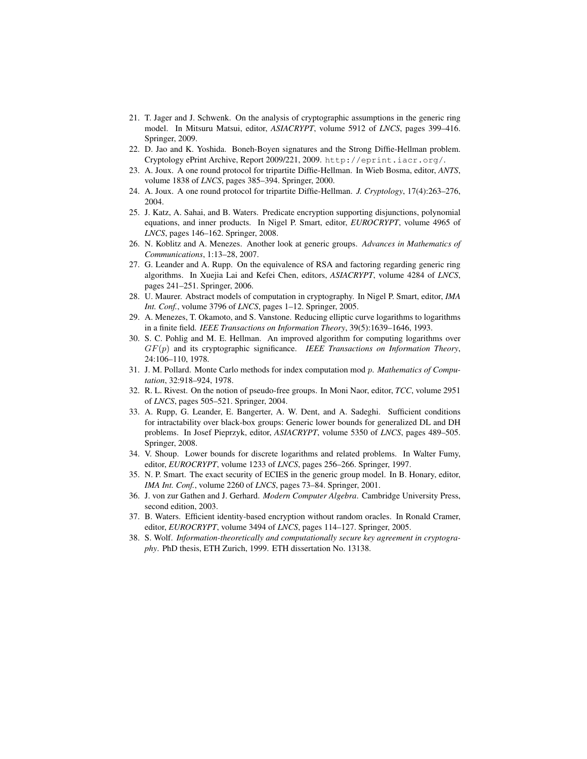21. T. Jager and J. Schwenk. On the analysis of cryptographic assumptions in the generic ring model. In Mitsuru Matsui, editor, *ASIACRYPT*, volume 5912 of *LNCS*, pages 399–416. Springer, 2009.
22. D. Jao and K. Yoshida. Boneh-Boyen signatures and the Strong Diffie-Hellman problem. Cryptology ePrint Archive, Report 2009/221, 2009. `http://eprint.iacr.org/`.
23. A. Joux. A one round protocol for tripartite Diffie-Hellman. In Wieb Bosma, editor, *ANTS*, volume 1838 of *LNCS*, pages 385–394. Springer, 2000.
24. A. Joux. A one round protocol for tripartite Diffie-Hellman. *J. Cryptology*, 17(4):263–276, 2004.
25. J. Katz, A. Sahai, and B. Waters. Predicate encryption supporting disjunctions, polynomial equations, and inner products. In Nigel P. Smart, editor, *EUROCRYPT*, volume 4965 of *LNCS*, pages 146–162. Springer, 2008.
26. N. Koblitz and A. Menezes. Another look at generic groups. *Advances in Mathematics of Communications*, 1:13–28, 2007.
27. G. Leander and A. Rupp. On the equivalence of RSA and factoring regarding generic ring algorithms. In Xuejia Lai and Kefei Chen, editors, *ASIACRYPT*, volume 4284 of *LNCS*, pages 241–251. Springer, 2006.
28. U. Maurer. Abstract models of computation in cryptography. In Nigel P. Smart, editor, *IMA Int. Conf.*, volume 3796 of *LNCS*, pages 1–12. Springer, 2005.
29. A. Menezes, T. Okamoto, and S. Vanstone. Reducing elliptic curve logarithms to logarithms in a finite field. *IEEE Transactions on Information Theory*, 39(5):1639–1646, 1993.
30. S. C. Pohlig and M. E. Hellman. An improved algorithm for computing logarithms over $GF(p)$ and its cryptographic significance. *IEEE Transactions on Information Theory*, 24:106–110, 1978.
31. J. M. Pollard. Monte Carlo methods for index computation mod $p$. *Mathematics of Computation*, 32:918–924, 1978.
32. R. L. Rivest. On the notion of pseudo-free groups. In Moni Naor, editor, *TCC*, volume 2951 of *LNCS*, pages 505–521. Springer, 2004.
33. A. Rupp, G. Leander, E. Bangerter, A. W. Dent, and A. Sadeghi. Sufficient conditions for intractability over black-box groups: Generic lower bounds for generalized DL and DH problems. In Josef Pieprzyk, editor, *ASIACRYPT*, volume 5350 of *LNCS*, pages 489–505. Springer, 2008.
34. V. Shoup. Lower bounds for discrete logarithms and related problems. In Walter Fumy, editor, *EUROCRYPT*, volume 1233 of *LNCS*, pages 256–266. Springer, 1997.
35. N. P. Smart. The exact security of ECIES in the generic group model. In B. Honary, editor, *IMA Int. Conf.*, volume 2260 of *LNCS*, pages 73–84. Springer, 2001.
36. J. von zur Gathen and J. Gerhard. *Modern Computer Algebra*. Cambridge University Press, second edition, 2003.
37. B. Waters. Efficient identity-based encryption without random oracles. In Ronald Cramer, editor, *EUROCRYPT*, volume 3494 of *LNCS*, pages 114–127. Springer, 2005.
38. S. Wolf. *Information-theoretically and computationally secure key agreement in cryptography*. PhD thesis, ETH Zurich, 1999. ETH dissertation No. 13138.